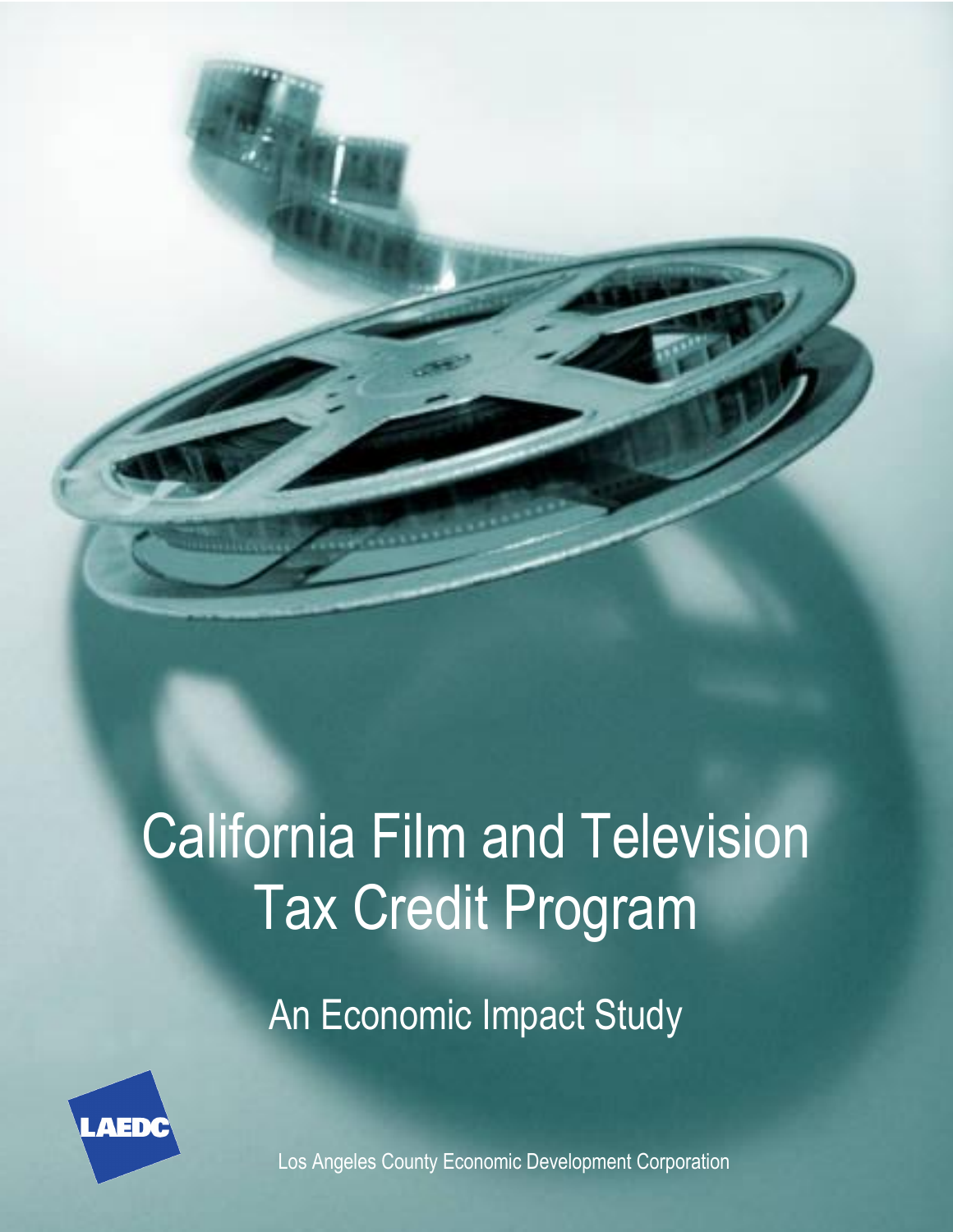# California Film and Television Tax Credit Program

## An Economic Impact Study

LAEDC

Los Angeles County Economic Development Corporation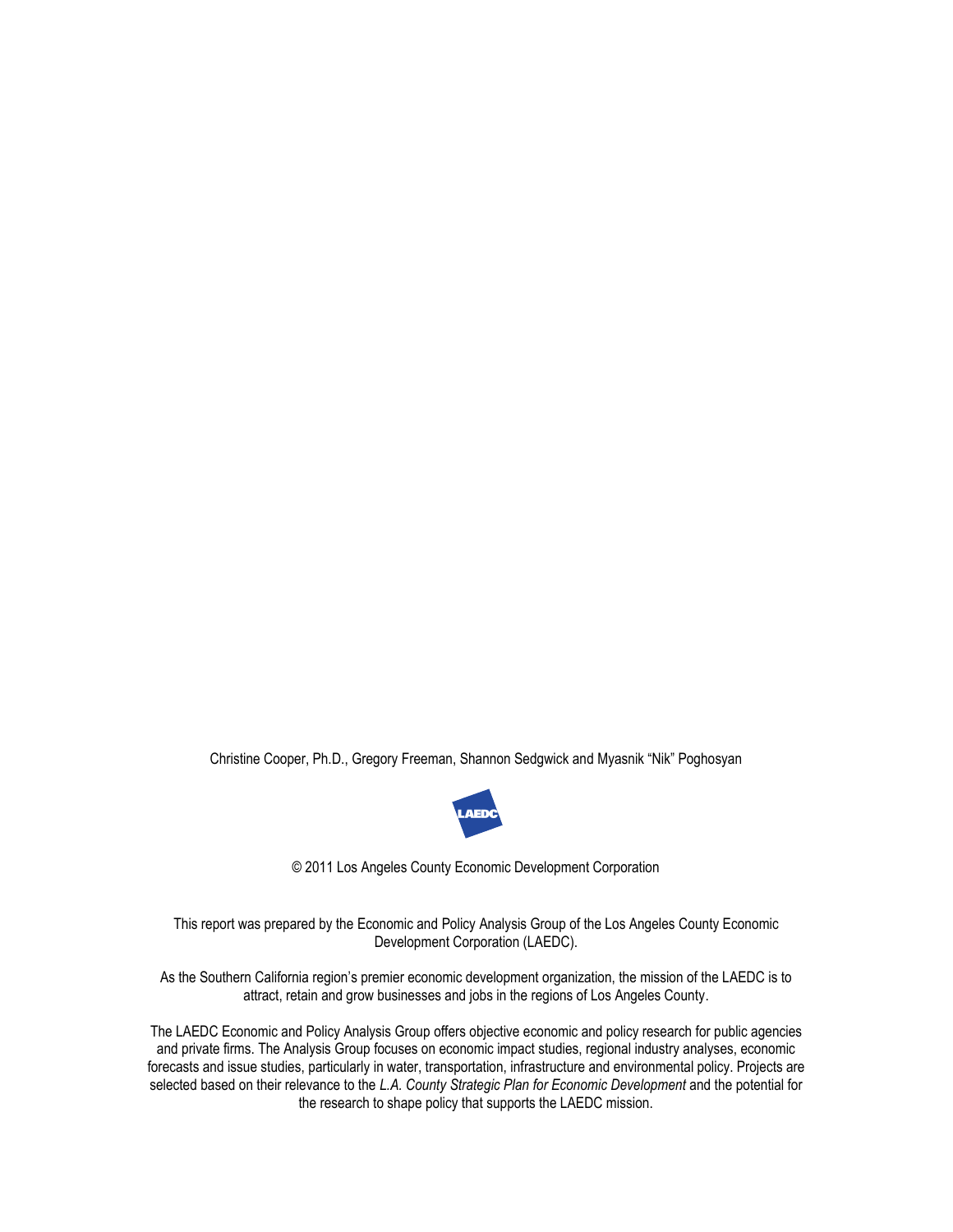Christine Cooper, Ph.D., Gregory Freeman, Shannon Sedgwick and Myasnik "Nik" Poghosyan

LAEDC

© 2011 Los Angeles County Economic Development Corporation

This report was prepared by the Economic and Policy Analysis Group of the Los Angeles County Economic Development Corporation (LAEDC).

As the Southern California region's premier economic development organization, the mission of the LAEDC is to attract, retain and grow businesses and jobs in the regions of Los Angeles County.

The LAEDC Economic and Policy Analysis Group offers objective economic and policy research for public agencies and private firms. The Analysis Group focuses on economic impact studies, regional industry analyses, economic forecasts and issue studies, particularly in water, transportation, infrastructure and environmental policy. Projects are selected based on their relevance to the *L.A. County Strategic Plan for Economic Development* and the potential for the research to shape policy that supports the LAEDC mission.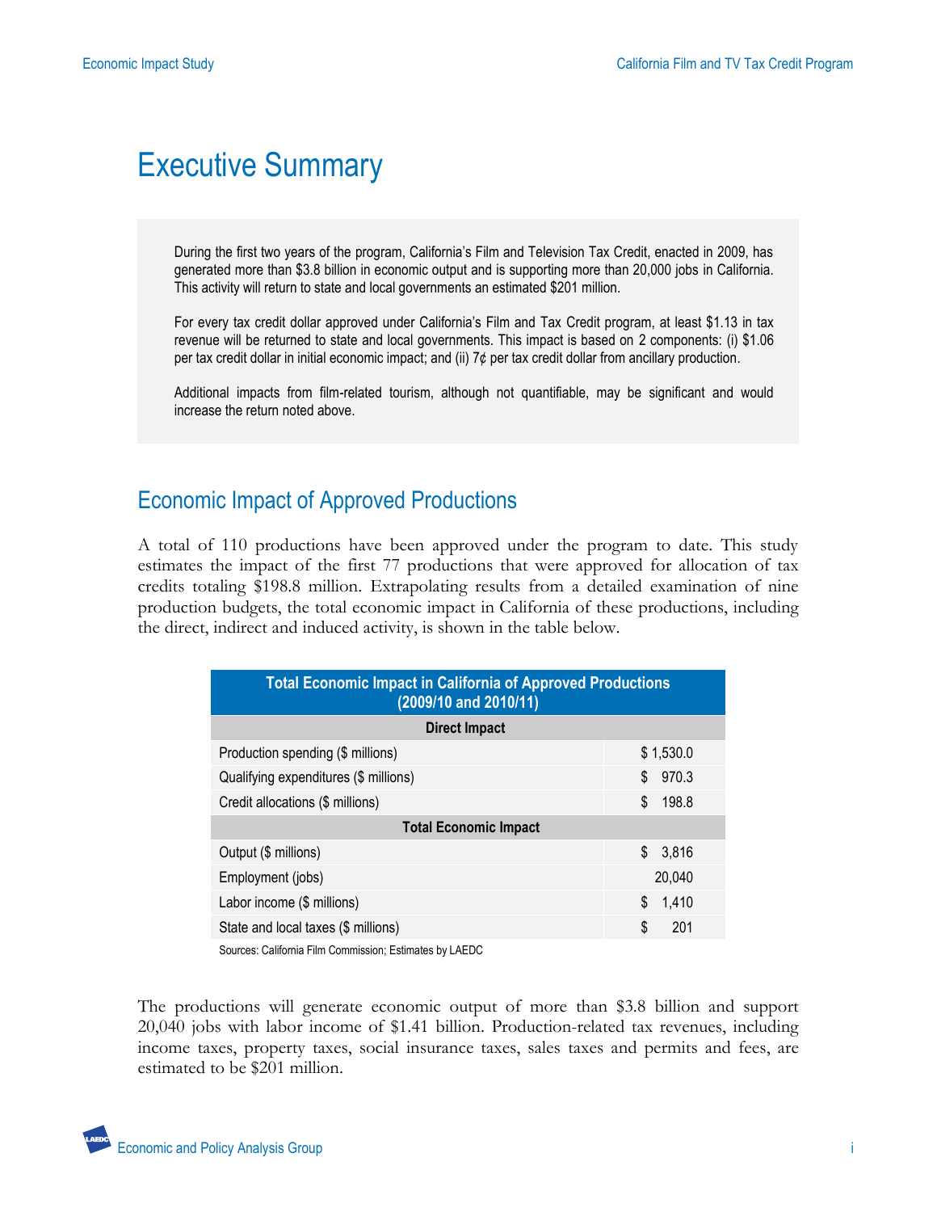# Executive Summary

During the first two years of the program, California's Film and Television Tax Credit, enacted in 2009, has generated more than $3.8 billion in economic output and is supporting more than 20,000 jobs in California. This activity will return to state and local governments an estimated $201 million.

For every tax credit dollar approved under California's Film and Tax Credit program, at least $1.13 in tax revenue will be returned to state and local governments. This impact is based on 2 components: (i) $1.06 per tax credit dollar in initial economic impact; and (ii) 7¢ per tax credit dollar from ancillary production.

Additional impacts from film-related tourism, although not quantifiable, may be significant and would increase the return noted above.

## Economic Impact of Approved Productions

A total of 110 productions have been approved under the program to date. This study estimates the impact of the first 77 productions that were approved for allocation of tax credits totaling $198.8 million. Extrapolating results from a detailed examination of nine production budgets, the total economic impact in California of these productions, including the direct, indirect and induced activity, is shown in the table below.

| Total Economic Impact in California of Approved Productions (2009/10 and 2010/11) | |
|---|---|
| **Direct Impact** | |
| Production spending ($ millions) | $ 1,530.0 |
| Qualifying expenditures ($ millions) | $ 970.3 |
| Credit allocations ($ millions) | $ 198.8 |
| **Total Economic Impact** | |
| Output ($ millions) | $ 3,816 |
| Employment (jobs) | 20,040 |
| Labor income ($ millions) | $ 1,410 |
| State and local taxes ($ millions) | $ 201 |

Sources: California Film Commission; Estimates by LAEDC

The productions will generate economic output of more than $3.8 billion and support 20,040 jobs with labor income of $1.41 billion. Production-related tax revenues, including income taxes, property taxes, social insurance taxes, sales taxes and permits and fees, are estimated to be $201 million.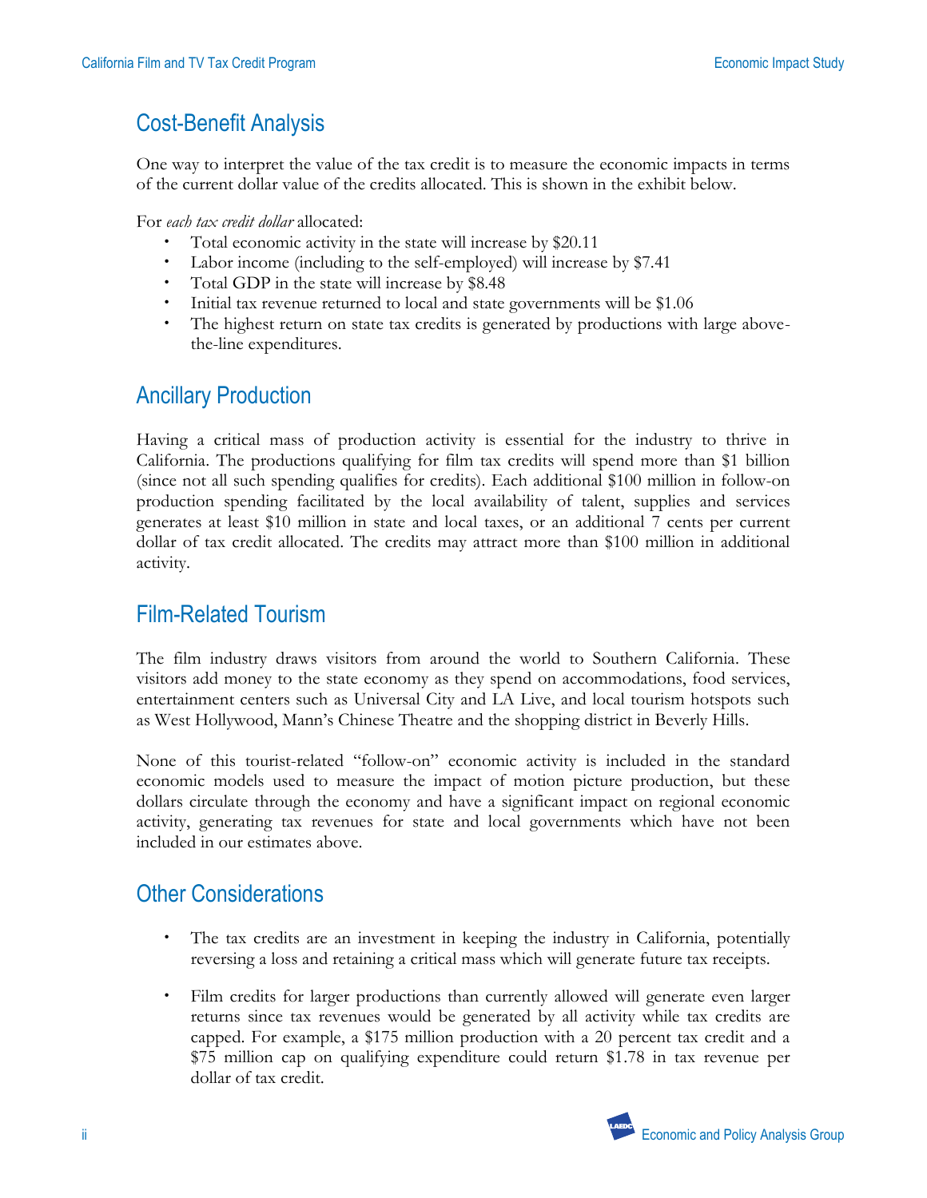## Cost-Benefit Analysis

One way to interpret the value of the tax credit is to measure the economic impacts in terms of the current dollar value of the credits allocated. This is shown in the exhibit below.

For *each tax credit dollar* allocated:

- Total economic activity in the state will increase by $20.11
- Labor income (including to the self-employed) will increase by $7.41
- Total GDP in the state will increase by $8.48
- Initial tax revenue returned to local and state governments will be $1.06
- The highest return on state tax credits is generated by productions with large above-the-line expenditures.

## Ancillary Production

Having a critical mass of production activity is essential for the industry to thrive in California. The productions qualifying for film tax credits will spend more than $1 billion (since not all such spending qualifies for credits). Each additional $100 million in follow-on production spending facilitated by the local availability of talent, supplies and services generates at least $10 million in state and local taxes, or an additional 7 cents per current dollar of tax credit allocated. The credits may attract more than $100 million in additional activity.

## Film-Related Tourism

The film industry draws visitors from around the world to Southern California. These visitors add money to the state economy as they spend on accommodations, food services, entertainment centers such as Universal City and LA Live, and local tourism hotspots such as West Hollywood, Mann's Chinese Theatre and the shopping district in Beverly Hills.

None of this tourist-related "follow-on" economic activity is included in the standard economic models used to measure the impact of motion picture production, but these dollars circulate through the economy and have a significant impact on regional economic activity, generating tax revenues for state and local governments which have not been included in our estimates above.

## Other Considerations

- The tax credits are an investment in keeping the industry in California, potentially reversing a loss and retaining a critical mass which will generate future tax receipts.

- Film credits for larger productions than currently allowed will generate even larger returns since tax revenues would be generated by all activity while tax credits are capped. For example, a $175 million production with a 20 percent tax credit and a $75 million cap on qualifying expenditure could return $1.78 in tax revenue per dollar of tax credit.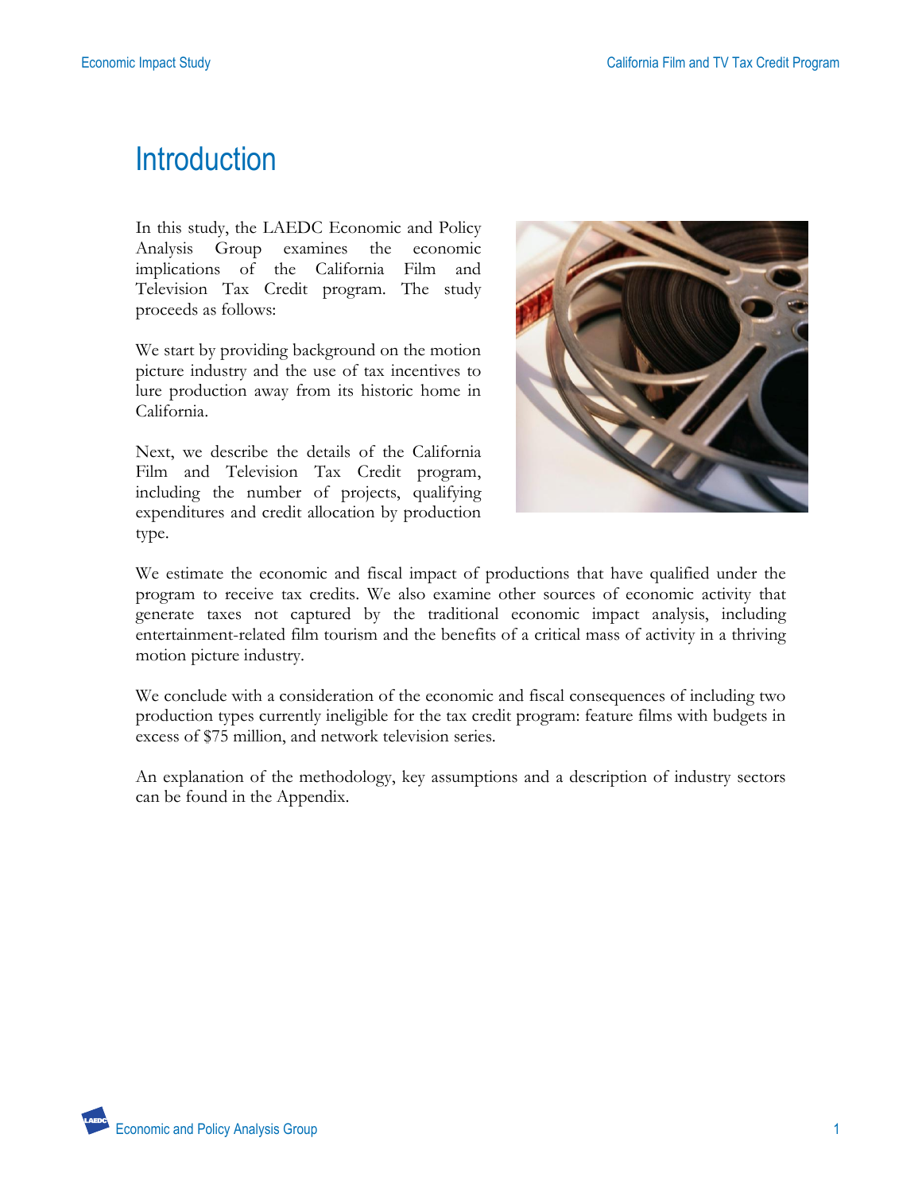# Introduction

In this study, the LAEDC Economic and Policy Analysis Group examines the economic implications of the California Film and Television Tax Credit program. The study proceeds as follows:

We start by providing background on the motion picture industry and the use of tax incentives to lure production away from its historic home in California.

Next, we describe the details of the California Film and Television Tax Credit program, including the number of projects, qualifying expenditures and credit allocation by production type.

We estimate the economic and fiscal impact of productions that have qualified under the program to receive tax credits. We also examine other sources of economic activity that generate taxes not captured by the traditional economic impact analysis, including entertainment-related film tourism and the benefits of a critical mass of activity in a thriving motion picture industry.

We conclude with a consideration of the economic and fiscal consequences of including two production types currently ineligible for the tax credit program: feature films with budgets in excess of $75 million, and network television series.

An explanation of the methodology, key assumptions and a description of industry sectors can be found in the Appendix.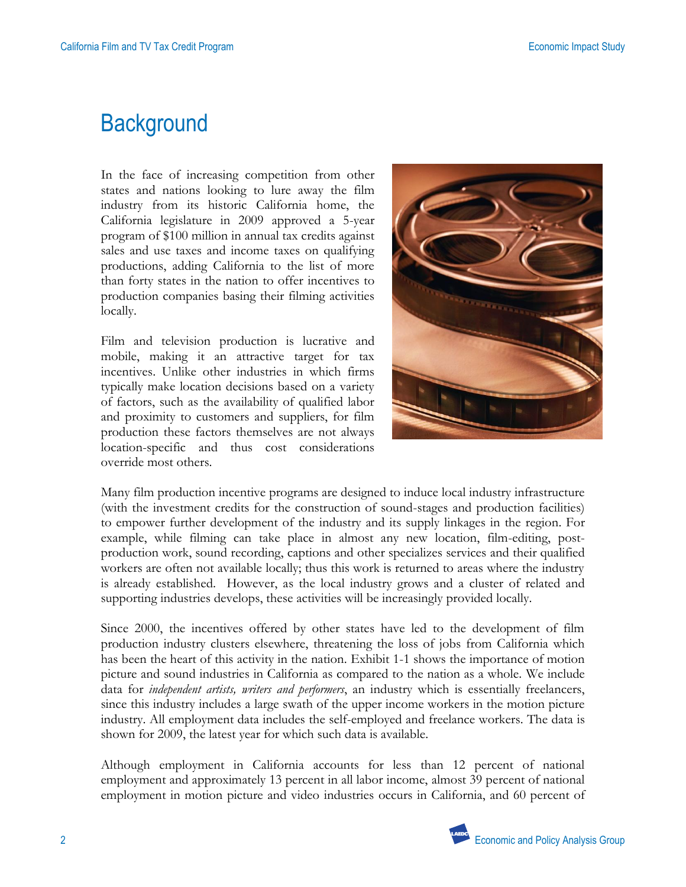# Background

In the face of increasing competition from other states and nations looking to lure away the film industry from its historic California home, the California legislature in 2009 approved a 5-year program of $100 million in annual tax credits against sales and use taxes and income taxes on qualifying productions, adding California to the list of more than forty states in the nation to offer incentives to production companies basing their filming activities locally.

Film and television production is lucrative and mobile, making it an attractive target for tax incentives. Unlike other industries in which firms typically make location decisions based on a variety of factors, such as the availability of qualified labor and proximity to customers and suppliers, for film production these factors themselves are not always location-specific and thus cost considerations override most others.

Many film production incentive programs are designed to induce local industry infrastructure (with the investment credits for the construction of sound-stages and production facilities) to empower further development of the industry and its supply linkages in the region. For example, while filming can take place in almost any new location, film-editing, post-production work, sound recording, captions and other specializes services and their qualified workers are often not available locally; thus this work is returned to areas where the industry is already established. However, as the local industry grows and a cluster of related and supporting industries develops, these activities will be increasingly provided locally.

Since 2000, the incentives offered by other states have led to the development of film production industry clusters elsewhere, threatening the loss of jobs from California which has been the heart of this activity in the nation. Exhibit 1-1 shows the importance of motion picture and sound industries in California as compared to the nation as a whole. We include data for *independent artists, writers and performers*, an industry which is essentially freelancers, since this industry includes a large swath of the upper income workers in the motion picture industry. All employment data includes the self-employed and freelance workers. The data is shown for 2009, the latest year for which such data is available.

Although employment in California accounts for less than 12 percent of national employment and approximately 13 percent in all labor income, almost 39 percent of national employment in motion picture and video industries occurs in California, and 60 percent of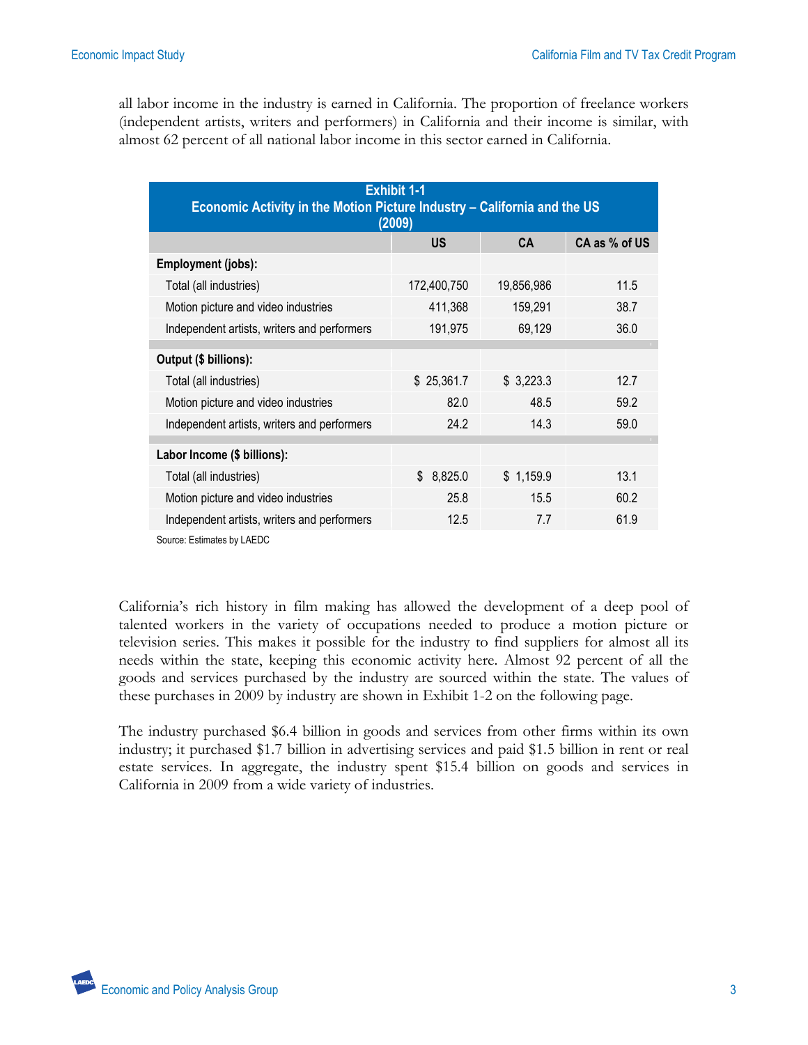all labor income in the industry is earned in California. The proportion of freelance workers (independent artists, writers and performers) in California and their income is similar, with almost 62 percent of all national labor income in this sector earned in California.

**Exhibit 1-1**
**Economic Activity in the Motion Picture Industry – California and the US (2009)**

| | US | CA | CA as % of US |
|---|---|---|---|
| **Employment (jobs):** | | | |
| Total (all industries) | 172,400,750 | 19,856,986 | 11.5 |
| Motion picture and video industries | 411,368 | 159,291 | 38.7 |
| Independent artists, writers and performers | 191,975 | 69,129 | 36.0 |
| **Output ($ billions):** | | | |
| Total (all industries) | $ 25,361.7 | $ 3,223.3 | 12.7 |
| Motion picture and video industries | 82.0 | 48.5 | 59.2 |
| Independent artists, writers and performers | 24.2 | 14.3 | 59.0 |
| **Labor Income ($ billions):** | | | |
| Total (all industries) | $ 8,825.0 | $ 1,159.9 | 13.1 |
| Motion picture and video industries | 25.8 | 15.5 | 60.2 |
| Independent artists, writers and performers | 12.5 | 7.7 | 61.9 |

Source: Estimates by LAEDC

California's rich history in film making has allowed the development of a deep pool of talented workers in the variety of occupations needed to produce a motion picture or television series. This makes it possible for the industry to find suppliers for almost all its needs within the state, keeping this economic activity here. Almost 92 percent of all the goods and services purchased by the industry are sourced within the state. The values of these purchases in 2009 by industry are shown in Exhibit 1-2 on the following page.

The industry purchased $6.4 billion in goods and services from other firms within its own industry; it purchased $1.7 billion in advertising services and paid $1.5 billion in rent or real estate services. In aggregate, the industry spent $15.4 billion on goods and services in California in 2009 from a wide variety of industries.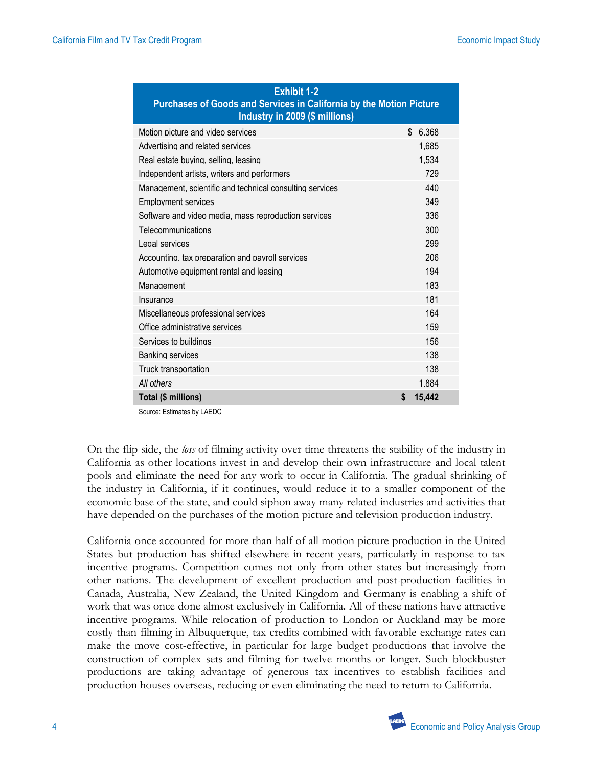| Exhibit 1-2<br>Purchases of Goods and Services in California by the Motion Picture Industry in 2009 ($ millions) | |
|---|---|
| Motion picture and video services | $ 6,368 |
| Advertising and related services | 1,685 |
| Real estate buying, selling, leasing | 1,534 |
| Independent artists, writers and performers | 729 |
| Management, scientific and technical consulting services | 440 |
| Employment services | 349 |
| Software and video media, mass reproduction services | 336 |
| Telecommunications | 300 |
| Legal services | 299 |
| Accounting, tax preparation and payroll services | 206 |
| Automotive equipment rental and leasing | 194 |
| Management | 183 |
| Insurance | 181 |
| Miscellaneous professional services | 164 |
| Office administrative services | 159 |
| Services to buildings | 156 |
| Banking services | 138 |
| Truck transportation | 138 |
| *All others* | 1,884 |
| **Total ($ millions)** | **$ 15,442** |

Source: Estimates by LAEDC

On the flip side, the *loss* of filming activity over time threatens the stability of the industry in California as other locations invest in and develop their own infrastructure and local talent pools and eliminate the need for any work to occur in California. The gradual shrinking of the industry in California, if it continues, would reduce it to a smaller component of the economic base of the state, and could siphon away many related industries and activities that have depended on the purchases of the motion picture and television production industry.

California once accounted for more than half of all motion picture production in the United States but production has shifted elsewhere in recent years, particularly in response to tax incentive programs. Competition comes not only from other states but increasingly from other nations. The development of excellent production and post-production facilities in Canada, Australia, New Zealand, the United Kingdom and Germany is enabling a shift of work that was once done almost exclusively in California. All of these nations have attractive incentive programs. While relocation of production to London or Auckland may be more costly than filming in Albuquerque, tax credits combined with favorable exchange rates can make the move cost-effective, in particular for large budget productions that involve the construction of complex sets and filming for twelve months or longer. Such blockbuster productions are taking advantage of generous tax incentives to establish facilities and production houses overseas, reducing or even eliminating the need to return to California.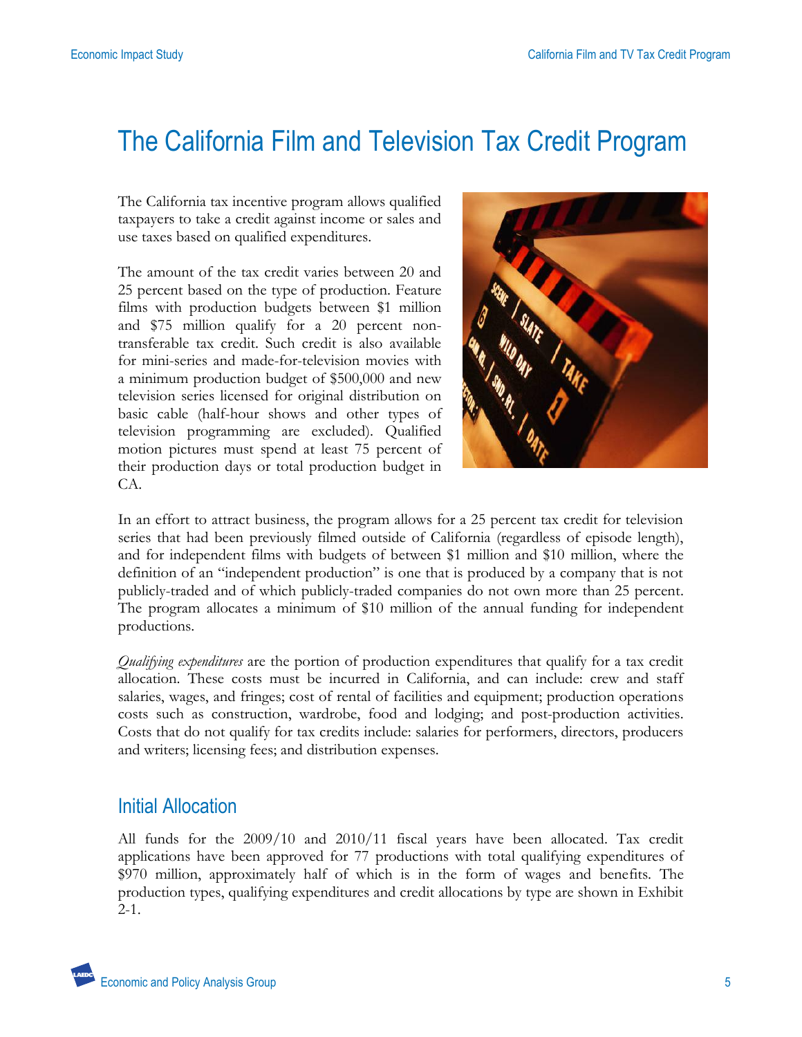# The California Film and Television Tax Credit Program

The California tax incentive program allows qualified taxpayers to take a credit against income or sales and use taxes based on qualified expenditures.

The amount of the tax credit varies between 20 and 25 percent based on the type of production. Feature films with production budgets between $1 million and $75 million qualify for a 20 percent non-transferable tax credit. Such credit is also available for mini-series and made-for-television movies with a minimum production budget of $500,000 and new television series licensed for original distribution on basic cable (half-hour shows and other types of television programming are excluded). Qualified motion pictures must spend at least 75 percent of their production days or total production budget in CA.

In an effort to attract business, the program allows for a 25 percent tax credit for television series that had been previously filmed outside of California (regardless of episode length), and for independent films with budgets of between $1 million and $10 million, where the definition of an "independent production" is one that is produced by a company that is not publicly-traded and of which publicly-traded companies do not own more than 25 percent. The program allocates a minimum of $10 million of the annual funding for independent productions.

*Qualifying expenditures* are the portion of production expenditures that qualify for a tax credit allocation. These costs must be incurred in California, and can include: crew and staff salaries, wages, and fringes; cost of rental of facilities and equipment; production operations costs such as construction, wardrobe, food and lodging; and post-production activities. Costs that do not qualify for tax credits include: salaries for performers, directors, producers and writers; licensing fees; and distribution expenses.

## Initial Allocation

All funds for the 2009/10 and 2010/11 fiscal years have been allocated. Tax credit applications have been approved for 77 productions with total qualifying expenditures of $970 million, approximately half of which is in the form of wages and benefits. The production types, qualifying expenditures and credit allocations by type are shown in Exhibit 2-1.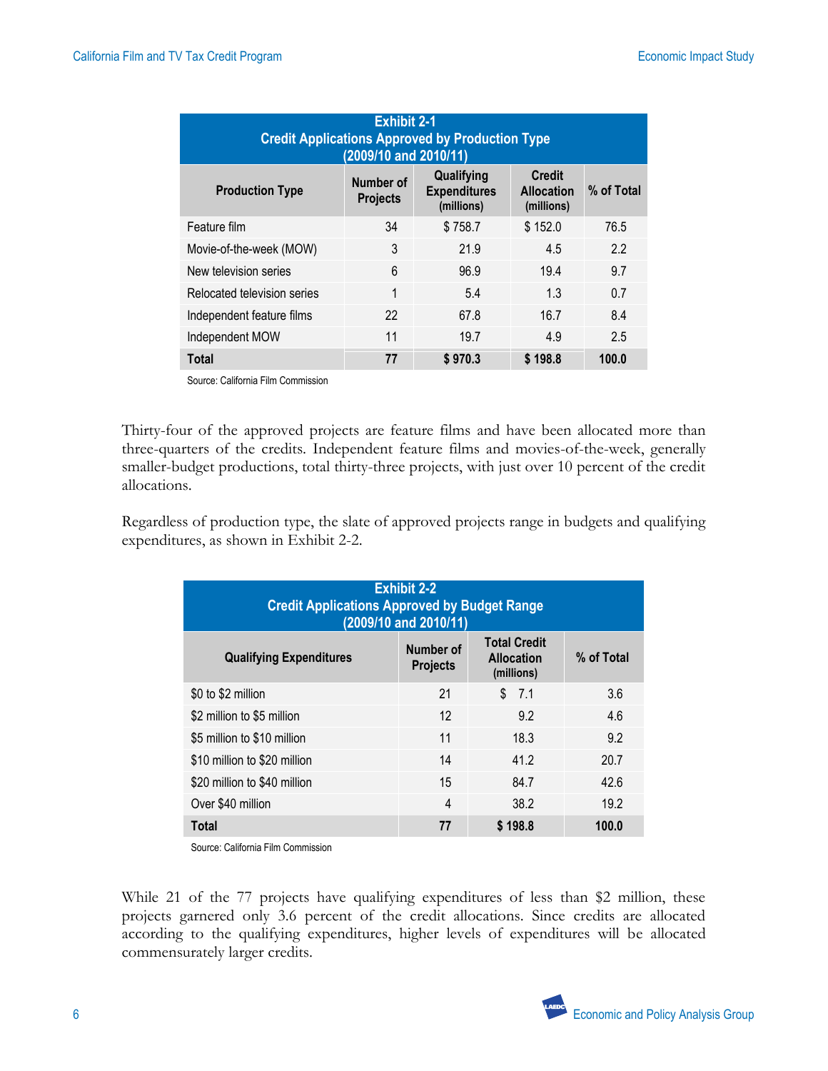**Exhibit 2-1**
**Credit Applications Approved by Production Type**
**(2009/10 and 2010/11)**

| Production Type | Number of Projects | Qualifying Expenditures (millions) | Credit Allocation (millions) | % of Total |
|---|---|---|---|---|
| Feature film | 34 | $ 758.7 | $ 152.0 | 76.5 |
| Movie-of-the-week (MOW) | 3 | 21.9 | 4.5 | 2.2 |
| New television series | 6 | 96.9 | 19.4 | 9.7 |
| Relocated television series | 1 | 5.4 | 1.3 | 0.7 |
| Independent feature films | 22 | 67.8 | 16.7 | 8.4 |
| Independent MOW | 11 | 19.7 | 4.9 | 2.5 |
| **Total** | **77** | **$ 970.3** | **$ 198.8** | **100.0** |

Source: California Film Commission

Thirty-four of the approved projects are feature films and have been allocated more than three-quarters of the credits. Independent feature films and movies-of-the-week, generally smaller-budget productions, total thirty-three projects, with just over 10 percent of the credit allocations.

Regardless of production type, the slate of approved projects range in budgets and qualifying expenditures, as shown in Exhibit 2-2.

**Exhibit 2-2**
**Credit Applications Approved by Budget Range**
**(2009/10 and 2010/11)**

| Qualifying Expenditures | Number of Projects | Total Credit Allocation (millions) | % of Total |
|---|---|---|---|
| $0 to $2 million | 21 | $ 7.1 | 3.6 |
| $2 million to $5 million | 12 | 9.2 | 4.6 |
| $5 million to $10 million | 11 | 18.3 | 9.2 |
| $10 million to $20 million | 14 | 41.2 | 20.7 |
| $20 million to $40 million | 15 | 84.7 | 42.6 |
| Over $40 million | 4 | 38.2 | 19.2 |
| **Total** | **77** | **$ 198.8** | **100.0** |

Source: California Film Commission

While 21 of the 77 projects have qualifying expenditures of less than $2 million, these projects garnered only 3.6 percent of the credit allocations. Since credits are allocated according to the qualifying expenditures, higher levels of expenditures will be allocated commensurately larger credits.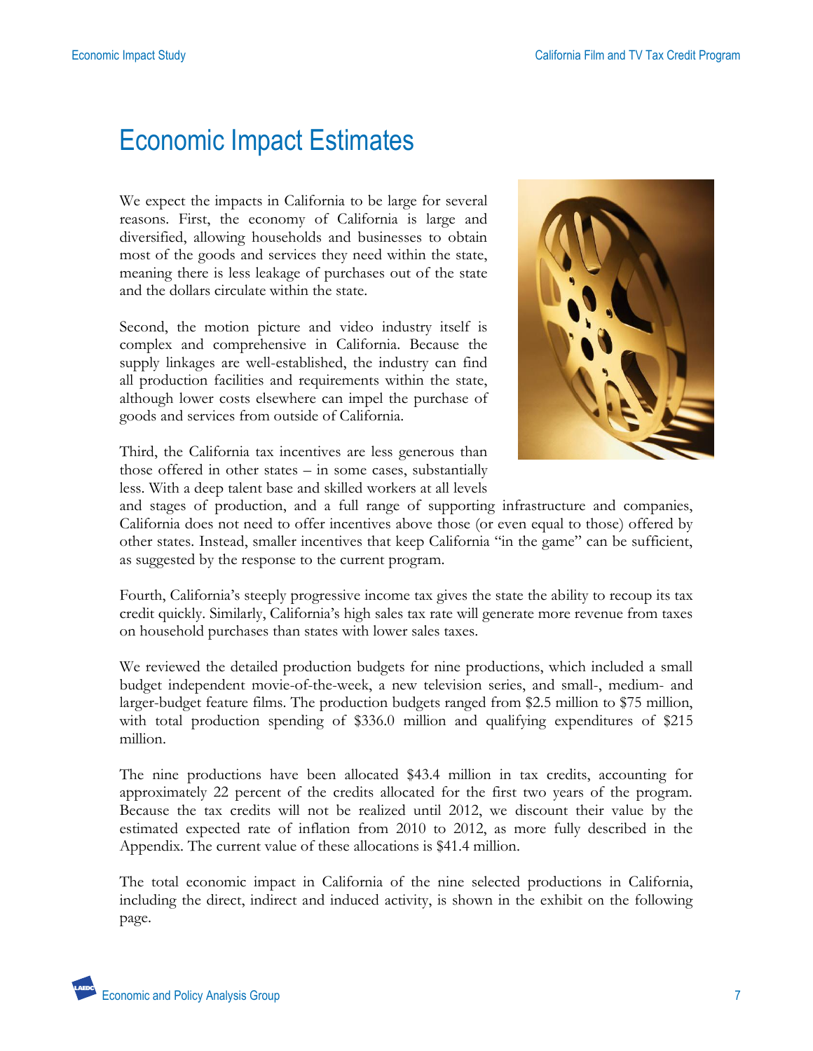# Economic Impact Estimates

We expect the impacts in California to be large for several reasons. First, the economy of California is large and diversified, allowing households and businesses to obtain most of the goods and services they need within the state, meaning there is less leakage of purchases out of the state and the dollars circulate within the state.

Second, the motion picture and video industry itself is complex and comprehensive in California. Because the supply linkages are well-established, the industry can find all production facilities and requirements within the state, although lower costs elsewhere can impel the purchase of goods and services from outside of California.

Third, the California tax incentives are less generous than those offered in other states – in some cases, substantially less. With a deep talent base and skilled workers at all levels and stages of production, and a full range of supporting infrastructure and companies, California does not need to offer incentives above those (or even equal to those) offered by other states. Instead, smaller incentives that keep California "in the game" can be sufficient, as suggested by the response to the current program.

Fourth, California's steeply progressive income tax gives the state the ability to recoup its tax credit quickly. Similarly, California's high sales tax rate will generate more revenue from taxes on household purchases than states with lower sales taxes.

We reviewed the detailed production budgets for nine productions, which included a small budget independent movie-of-the-week, a new television series, and small-, medium- and larger-budget feature films. The production budgets ranged from $2.5 million to $75 million, with total production spending of $336.0 million and qualifying expenditures of $215 million.

The nine productions have been allocated $43.4 million in tax credits, accounting for approximately 22 percent of the credits allocated for the first two years of the program. Because the tax credits will not be realized until 2012, we discount their value by the estimated expected rate of inflation from 2010 to 2012, as more fully described in the Appendix. The current value of these allocations is $41.4 million.

The total economic impact in California of the nine selected productions in California, including the direct, indirect and induced activity, is shown in the exhibit on the following page.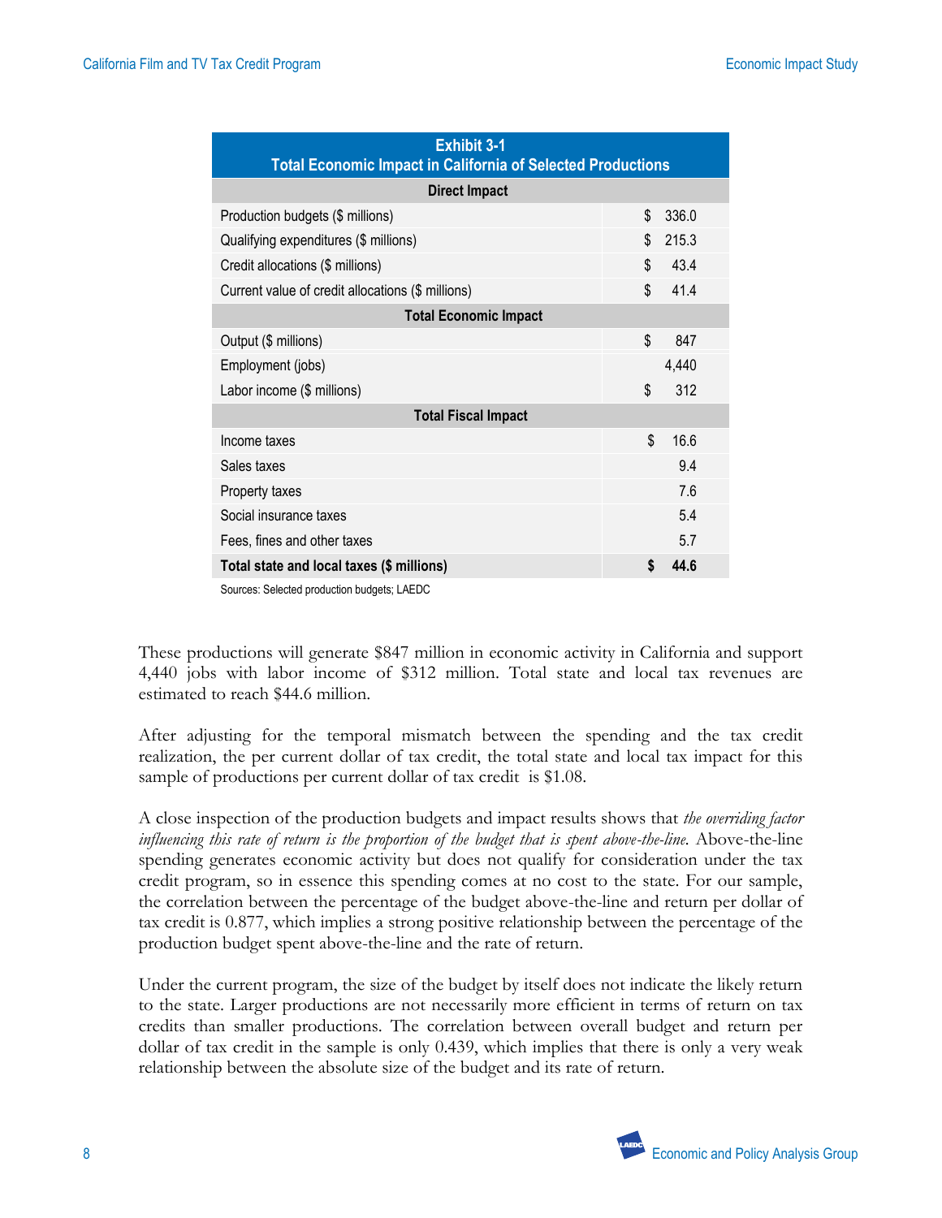| Exhibit 3-1<br>Total Economic Impact in California of Selected Productions | |
|---|---|
| **Direct Impact** | |
| Production budgets ($ millions) | $ 336.0 |
| Qualifying expenditures ($ millions) | $ 215.3 |
| Credit allocations ($ millions) | $ 43.4 |
| Current value of credit allocations ($ millions) | $ 41.4 |
| **Total Economic Impact** | |
| Output ($ millions) | $ 847 |
| Employment (jobs) | 4,440 |
| Labor income ($ millions) | $ 312 |
| **Total Fiscal Impact** | |
| Income taxes | $ 16.6 |
| Sales taxes | 9.4 |
| Property taxes | 7.6 |
| Social insurance taxes | 5.4 |
| Fees, fines and other taxes | 5.7 |
| **Total state and local taxes ($ millions)** | **$ 44.6** |

Sources: Selected production budgets; LAEDC

These productions will generate $847 million in economic activity in California and support 4,440 jobs with labor income of $312 million. Total state and local tax revenues are estimated to reach $44.6 million.

After adjusting for the temporal mismatch between the spending and the tax credit realization, the per current dollar of tax credit, the total state and local tax impact for this sample of productions per current dollar of tax credit is $1.08.

A close inspection of the production budgets and impact results shows that *the overriding factor influencing this rate of return is the proportion of the budget that is spent above-the-line.* Above-the-line spending generates economic activity but does not qualify for consideration under the tax credit program, so in essence this spending comes at no cost to the state. For our sample, the correlation between the percentage of the budget above-the-line and return per dollar of tax credit is 0.877, which implies a strong positive relationship between the percentage of the production budget spent above-the-line and the rate of return.

Under the current program, the size of the budget by itself does not indicate the likely return to the state. Larger productions are not necessarily more efficient in terms of return on tax credits than smaller productions. The correlation between overall budget and return per dollar of tax credit in the sample is only 0.439, which implies that there is only a very weak relationship between the absolute size of the budget and its rate of return.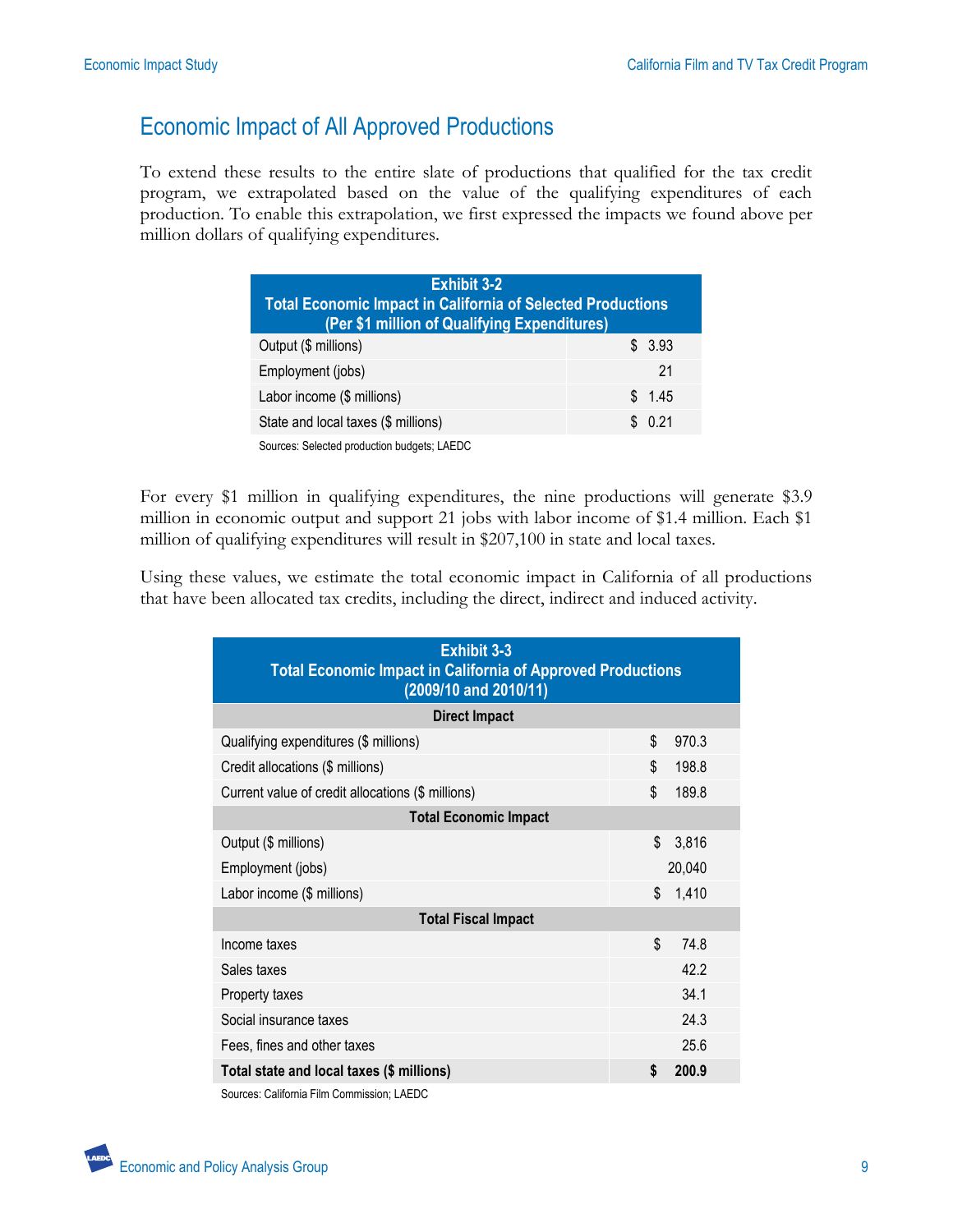## Economic Impact of All Approved Productions

To extend these results to the entire slate of productions that qualified for the tax credit program, we extrapolated based on the value of the qualifying expenditures of each production. To enable this extrapolation, we first expressed the impacts we found above per million dollars of qualifying expenditures.

| Exhibit 3-2<br>Total Economic Impact in California of Selected Productions<br>(Per $1 million of Qualifying Expenditures) | |
|---|---|
| Output ($ millions) | $ 3.93 |
| Employment (jobs) | 21 |
| Labor income ($ millions) | $ 1.45 |
| State and local taxes ($ millions) | $ 0.21 |

Sources: Selected production budgets; LAEDC

For every $1 million in qualifying expenditures, the nine productions will generate $3.9 million in economic output and support 21 jobs with labor income of $1.4 million. Each $1 million of qualifying expenditures will result in $207,100 in state and local taxes.

Using these values, we estimate the total economic impact in California of all productions that have been allocated tax credits, including the direct, indirect and induced activity.

| Exhibit 3-3<br>Total Economic Impact in California of Approved Productions<br>(2009/10 and 2010/11) | |
|---|---|
| **Direct Impact** | |
| Qualifying expenditures ($ millions) | $ 970.3 |
| Credit allocations ($ millions) | $ 198.8 |
| Current value of credit allocations ($ millions) | $ 189.8 |
| **Total Economic Impact** | |
| Output ($ millions) | $ 3,816 |
| Employment (jobs) | 20,040 |
| Labor income ($ millions) | $ 1,410 |
| **Total Fiscal Impact** | |
| Income taxes | $ 74.8 |
| Sales taxes | 42.2 |
| Property taxes | 34.1 |
| Social insurance taxes | 24.3 |
| Fees, fines and other taxes | 25.6 |
| **Total state and local taxes ($ millions)** | **$ 200.9** |

Sources: California Film Commission; LAEDC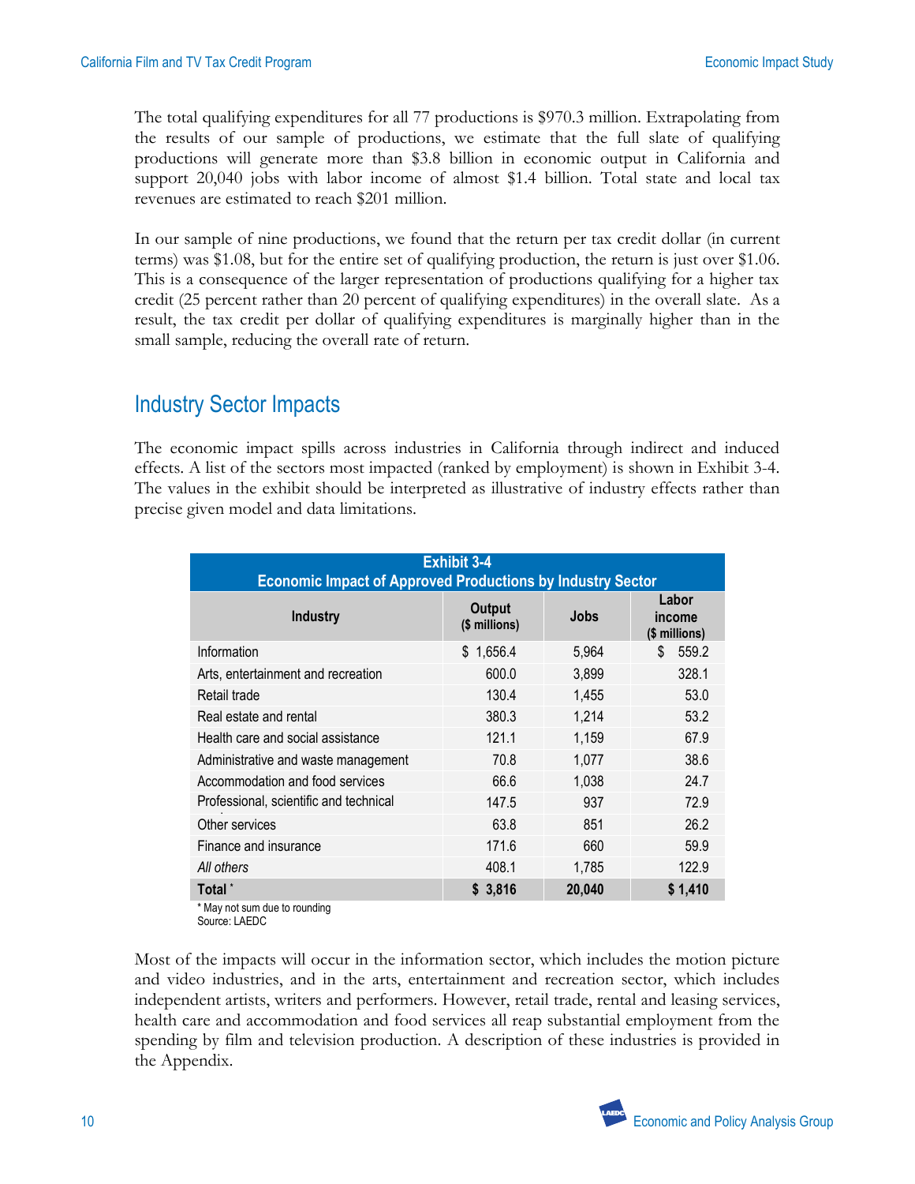The total qualifying expenditures for all 77 productions is $970.3 million. Extrapolating from the results of our sample of productions, we estimate that the full slate of qualifying productions will generate more than $3.8 billion in economic output in California and support 20,040 jobs with labor income of almost $1.4 billion. Total state and local tax revenues are estimated to reach $201 million.

In our sample of nine productions, we found that the return per tax credit dollar (in current terms) was $1.08, but for the entire set of qualifying production, the return is just over $1.06. This is a consequence of the larger representation of productions qualifying for a higher tax credit (25 percent rather than 20 percent of qualifying expenditures) in the overall slate. As a result, the tax credit per dollar of qualifying expenditures is marginally higher than in the small sample, reducing the overall rate of return.

## Industry Sector Impacts

The economic impact spills across industries in California through indirect and induced effects. A list of the sectors most impacted (ranked by employment) is shown in Exhibit 3-4. The values in the exhibit should be interpreted as illustrative of industry effects rather than precise given model and data limitations.

**Exhibit 3-4**
**Economic Impact of Approved Productions by Industry Sector**

| Industry | Output ($ millions) | Jobs | Labor income ($ millions) |
|---|---|---|---|
| Information | $ 1,656.4 | 5,964 | $ 559.2 |
| Arts, entertainment and recreation | 600.0 | 3,899 | 328.1 |
| Retail trade | 130.4 | 1,455 | 53.0 |
| Real estate and rental | 380.3 | 1,214 | 53.2 |
| Health care and social assistance | 121.1 | 1,159 | 67.9 |
| Administrative and waste management | 70.8 | 1,077 | 38.6 |
| Accommodation and food services | 66.6 | 1,038 | 24.7 |
| Professional, scientific and technical | 147.5 | 937 | 72.9 |
| Other services | 63.8 | 851 | 26.2 |
| Finance and insurance | 171.6 | 660 | 59.9 |
| *All others* | 408.1 | 1,785 | 122.9 |
| **Total** * | **$ 3,816** | **20,040** | **$ 1,410** |

\* May not sum due to rounding
Source: LAEDC

Most of the impacts will occur in the information sector, which includes the motion picture and video industries, and in the arts, entertainment and recreation sector, which includes independent artists, writers and performers. However, retail trade, rental and leasing services, health care and accommodation and food services all reap substantial employment from the spending by film and television production. A description of these industries is provided in the Appendix.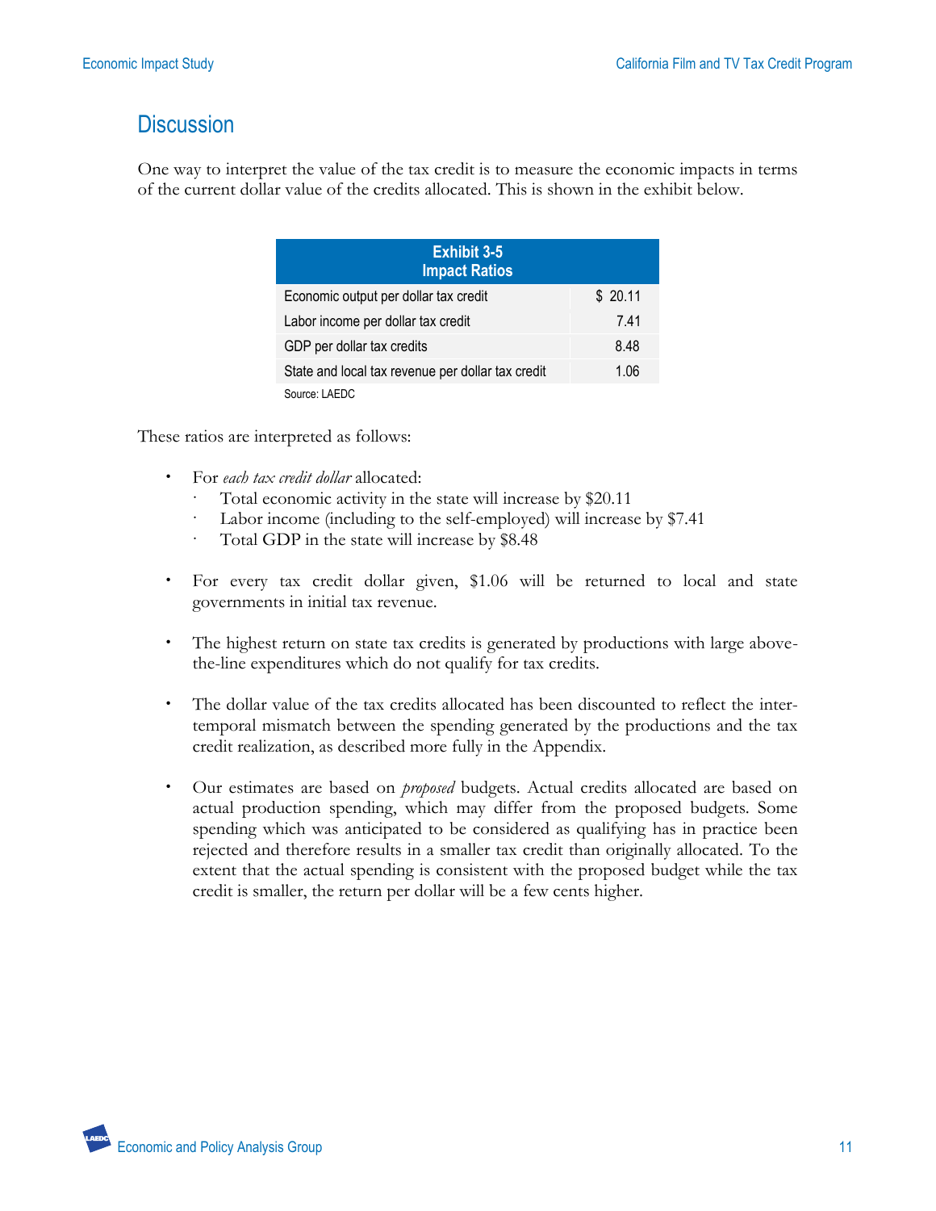## Discussion

One way to interpret the value of the tax credit is to measure the economic impacts in terms of the current dollar value of the credits allocated. This is shown in the exhibit below.

**Exhibit 3-5**
**Impact Ratios**

| | |
|---|---|
| Economic output per dollar tax credit | $ 20.11 |
| Labor income per dollar tax credit | 7.41 |
| GDP per dollar tax credits | 8.48 |
| State and local tax revenue per dollar tax credit | 1.06 |

Source: LAEDC

These ratios are interpreted as follows:

- For *each tax credit dollar* allocated:
  - Total economic activity in the state will increase by $20.11
  - Labor income (including to the self-employed) will increase by $7.41
  - Total GDP in the state will increase by $8.48

- For every tax credit dollar given, $1.06 will be returned to local and state governments in initial tax revenue.

- The highest return on state tax credits is generated by productions with large above-the-line expenditures which do not qualify for tax credits.

- The dollar value of the tax credits allocated has been discounted to reflect the inter-temporal mismatch between the spending generated by the productions and the tax credit realization, as described more fully in the Appendix.

- Our estimates are based on *proposed* budgets. Actual credits allocated are based on actual production spending, which may differ from the proposed budgets. Some spending which was anticipated to be considered as qualifying has in practice been rejected and therefore results in a smaller tax credit than originally allocated. To the extent that the actual spending is consistent with the proposed budget while the tax credit is smaller, the return per dollar will be a few cents higher.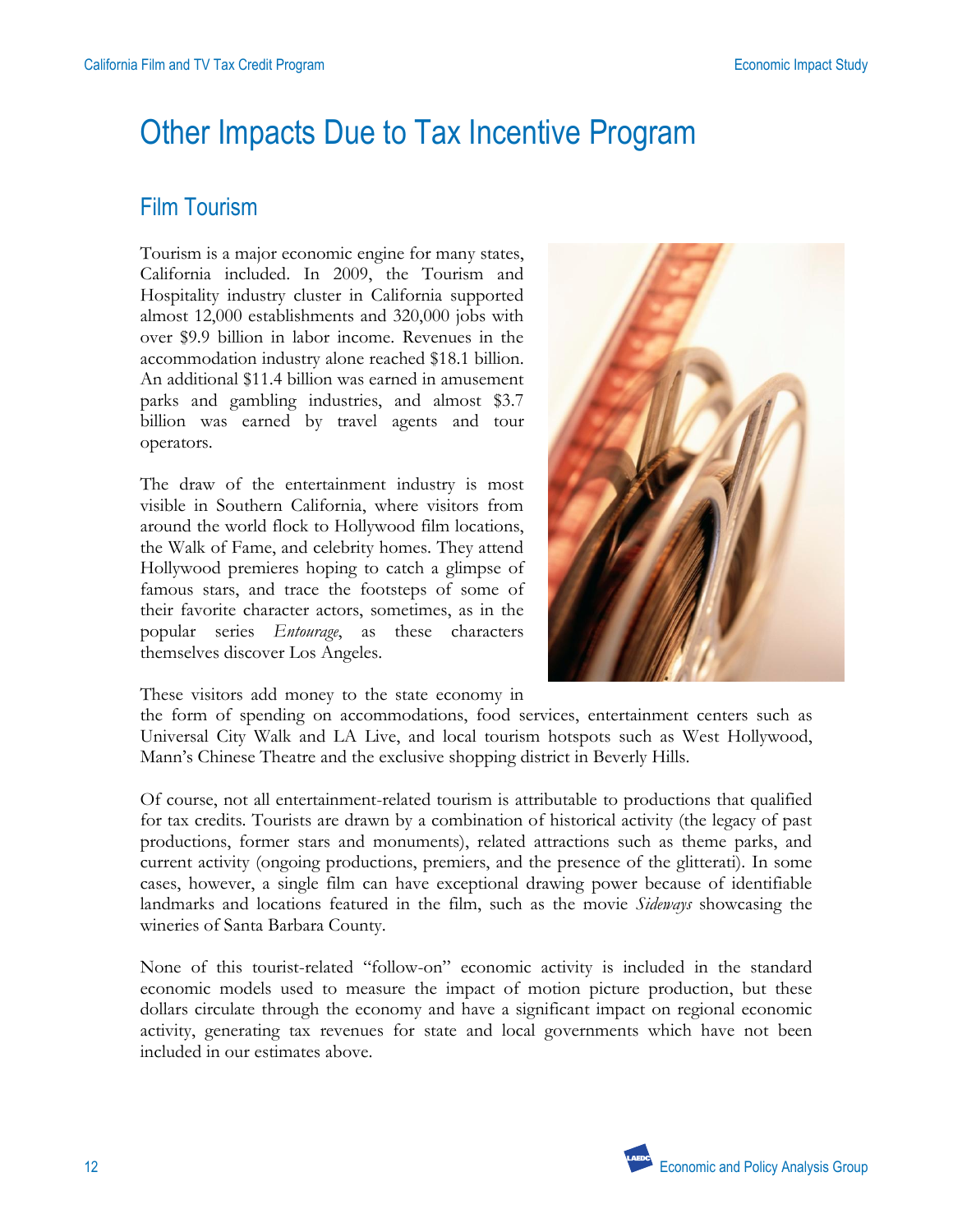# Other Impacts Due to Tax Incentive Program

## Film Tourism

Tourism is a major economic engine for many states, California included. In 2009, the Tourism and Hospitality industry cluster in California supported almost 12,000 establishments and 320,000 jobs with over $9.9 billion in labor income. Revenues in the accommodation industry alone reached $18.1 billion. An additional $11.4 billion was earned in amusement parks and gambling industries, and almost $3.7 billion was earned by travel agents and tour operators.

The draw of the entertainment industry is most visible in Southern California, where visitors from around the world flock to Hollywood film locations, the Walk of Fame, and celebrity homes. They attend Hollywood premieres hoping to catch a glimpse of famous stars, and trace the footsteps of some of their favorite character actors, sometimes, as in the popular series *Entourage*, as these characters themselves discover Los Angeles.

These visitors add money to the state economy in the form of spending on accommodations, food services, entertainment centers such as Universal City Walk and LA Live, and local tourism hotspots such as West Hollywood, Mann's Chinese Theatre and the exclusive shopping district in Beverly Hills.

Of course, not all entertainment-related tourism is attributable to productions that qualified for tax credits. Tourists are drawn by a combination of historical activity (the legacy of past productions, former stars and monuments), related attractions such as theme parks, and current activity (ongoing productions, premiers, and the presence of the glitterati). In some cases, however, a single film can have exceptional drawing power because of identifiable landmarks and locations featured in the film, such as the movie *Sideways* showcasing the wineries of Santa Barbara County.

None of this tourist-related "follow-on" economic activity is included in the standard economic models used to measure the impact of motion picture production, but these dollars circulate through the economy and have a significant impact on regional economic activity, generating tax revenues for state and local governments which have not been included in our estimates above.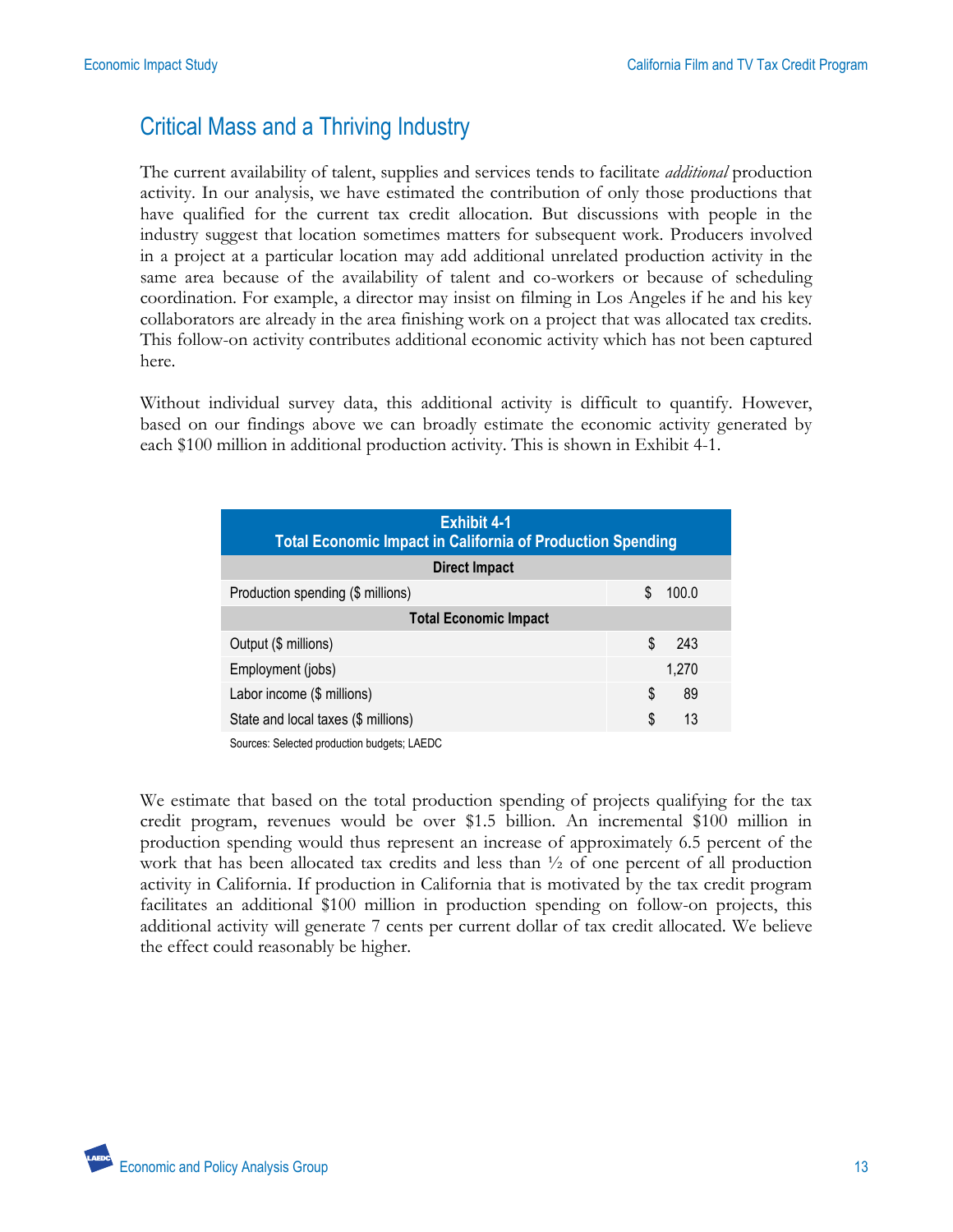## Critical Mass and a Thriving Industry

The current availability of talent, supplies and services tends to facilitate *additional* production activity. In our analysis, we have estimated the contribution of only those productions that have qualified for the current tax credit allocation. But discussions with people in the industry suggest that location sometimes matters for subsequent work. Producers involved in a project at a particular location may add additional unrelated production activity in the same area because of the availability of talent and co-workers or because of scheduling coordination. For example, a director may insist on filming in Los Angeles if he and his key collaborators are already in the area finishing work on a project that was allocated tax credits. This follow-on activity contributes additional economic activity which has not been captured here.

Without individual survey data, this additional activity is difficult to quantify. However, based on our findings above we can broadly estimate the economic activity generated by each $100 million in additional production activity. This is shown in Exhibit 4-1.

**Exhibit 4-1**
**Total Economic Impact in California of Production Spending**

| | |
|---|---|
| **Direct Impact** | |
| Production spending ($ millions) | $ 100.0 |
| **Total Economic Impact** | |
| Output ($ millions) | $ 243 |
| Employment (jobs) | 1,270 |
| Labor income ($ millions) | $ 89 |
| State and local taxes ($ millions) | $ 13 |

Sources: Selected production budgets; LAEDC

We estimate that based on the total production spending of projects qualifying for the tax credit program, revenues would be over $1.5 billion. An incremental $100 million in production spending would thus represent an increase of approximately 6.5 percent of the work that has been allocated tax credits and less than ½ of one percent of all production activity in California. If production in California that is motivated by the tax credit program facilitates an additional $100 million in production spending on follow-on projects, this additional activity will generate 7 cents per current dollar of tax credit allocated. We believe the effect could reasonably be higher.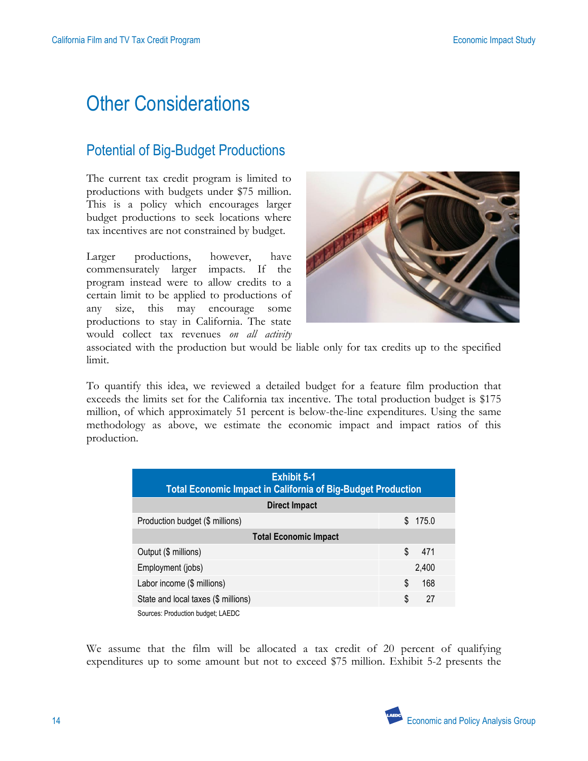# Other Considerations

## Potential of Big-Budget Productions

The current tax credit program is limited to productions with budgets under $75 million. This is a policy which encourages larger budget productions to seek locations where tax incentives are not constrained by budget.

Larger productions, however, have commensurately larger impacts. If the program instead were to allow credits to a certain limit to be applied to productions of any size, this may encourage some productions to stay in California. The state would collect tax revenues *on all activity* associated with the production but would be liable only for tax credits up to the specified limit.

To quantify this idea, we reviewed a detailed budget for a feature film production that exceeds the limits set for the California tax incentive. The total production budget is $175 million, of which approximately 51 percent is below-the-line expenditures. Using the same methodology as above, we estimate the economic impact and impact ratios of this production.

**Exhibit 5-1**
**Total Economic Impact in California of Big-Budget Production**

| | |
|---|---|
| **Direct Impact** | |
| Production budget ($ millions) | $ 175.0 |
| **Total Economic Impact** | |
| Output ($ millions) | $ 471 |
| Employment (jobs) | 2,400 |
| Labor income ($ millions) | $ 168 |
| State and local taxes ($ millions) | $ 27 |

Sources: Production budget; LAEDC

We assume that the film will be allocated a tax credit of 20 percent of qualifying expenditures up to some amount but not to exceed $75 million. Exhibit 5-2 presents the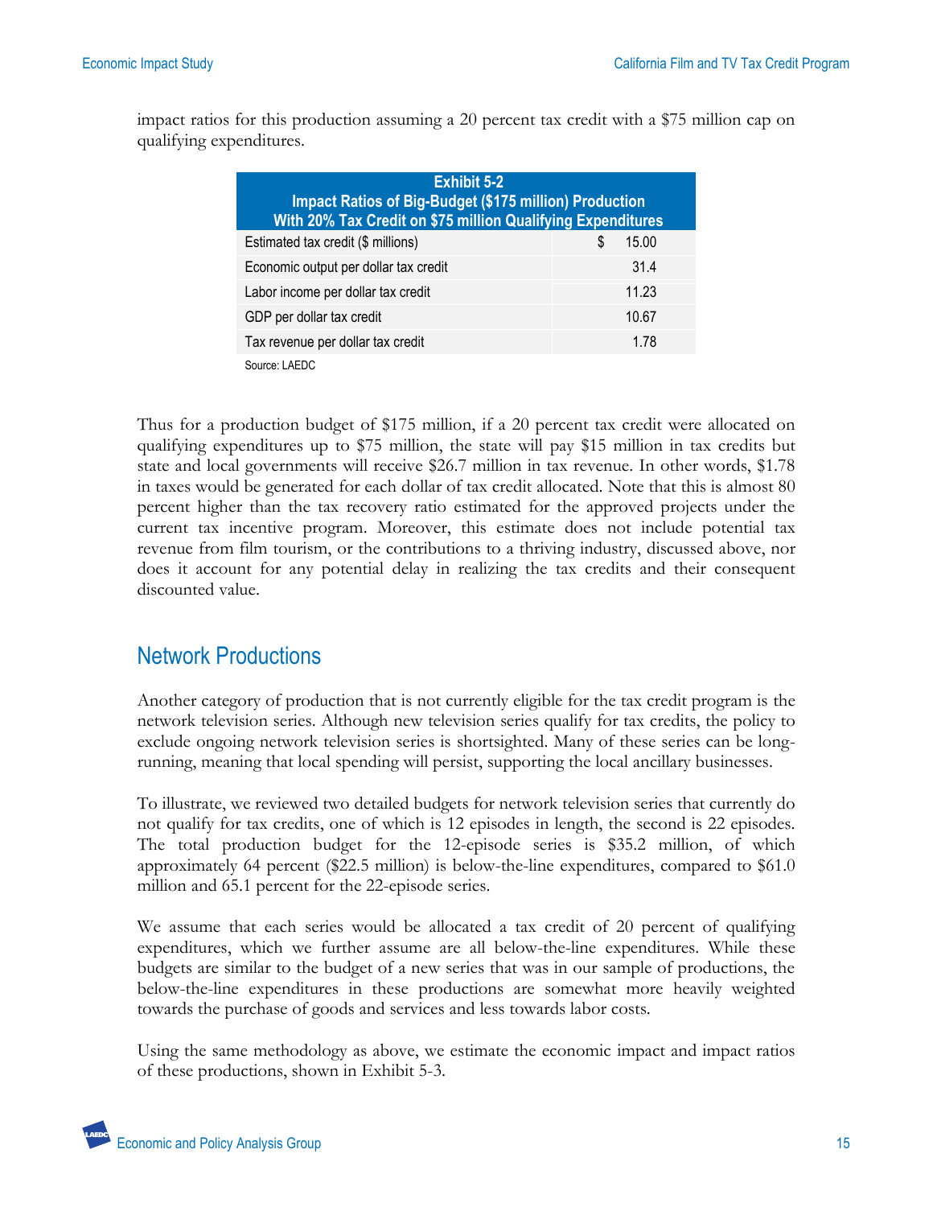impact ratios for this production assuming a 20 percent tax credit with a $75 million cap on qualifying expenditures.

| Exhibit 5-2<br>Impact Ratios of Big-Budget ($175 million) Production<br>With 20% Tax Credit on $75 million Qualifying Expenditures | |
|---|---|
| Estimated tax credit ($ millions) | $ 15.00 |
| Economic output per dollar tax credit | 31.4 |
| Labor income per dollar tax credit | 11.23 |
| GDP per dollar tax credit | 10.67 |
| Tax revenue per dollar tax credit | 1.78 |

Source: LAEDC

Thus for a production budget of $175 million, if a 20 percent tax credit were allocated on qualifying expenditures up to $75 million, the state will pay $15 million in tax credits but state and local governments will receive $26.7 million in tax revenue. In other words, $1.78 in taxes would be generated for each dollar of tax credit allocated. Note that this is almost 80 percent higher than the tax recovery ratio estimated for the approved projects under the current tax incentive program. Moreover, this estimate does not include potential tax revenue from film tourism, or the contributions to a thriving industry, discussed above, nor does it account for any potential delay in realizing the tax credits and their consequent discounted value.

## Network Productions

Another category of production that is not currently eligible for the tax credit program is the network television series. Although new television series qualify for tax credits, the policy to exclude ongoing network television series is shortsighted. Many of these series can be long-running, meaning that local spending will persist, supporting the local ancillary businesses.

To illustrate, we reviewed two detailed budgets for network television series that currently do not qualify for tax credits, one of which is 12 episodes in length, the second is 22 episodes. The total production budget for the 12-episode series is $35.2 million, of which approximately 64 percent ($22.5 million) is below-the-line expenditures, compared to $61.0 million and 65.1 percent for the 22-episode series.

We assume that each series would be allocated a tax credit of 20 percent of qualifying expenditures, which we further assume are all below-the-line expenditures. While these budgets are similar to the budget of a new series that was in our sample of productions, the below-the-line expenditures in these productions are somewhat more heavily weighted towards the purchase of goods and services and less towards labor costs.

Using the same methodology as above, we estimate the economic impact and impact ratios of these productions, shown in Exhibit 5-3.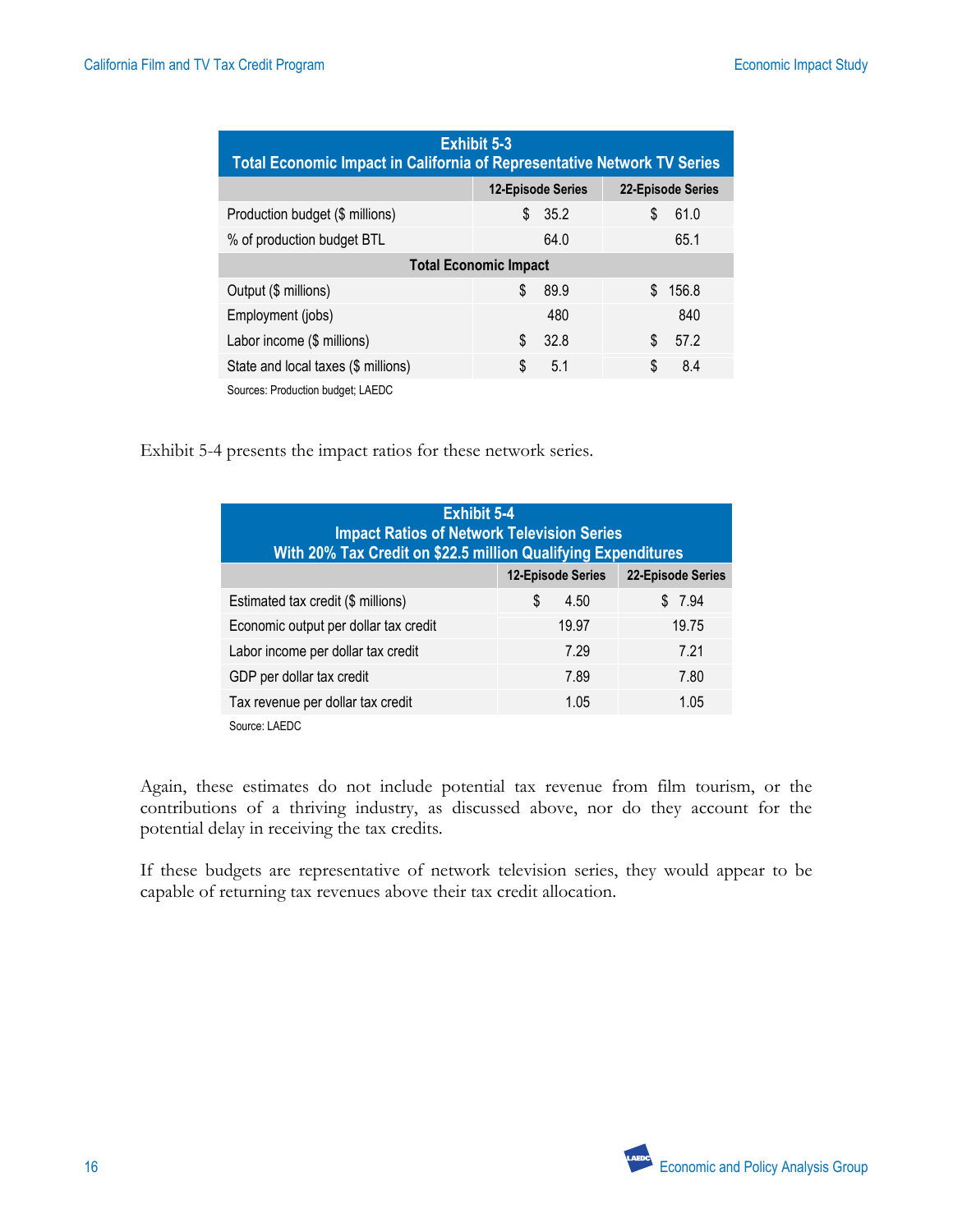| Exhibit 5-3<br>Total Economic Impact in California of Representative Network TV Series | | |
|---|---|---|
| | 12-Episode Series | 22-Episode Series |
| Production budget ($ millions) | $ 35.2 | $ 61.0 |
| % of production budget BTL | 64.0 | 65.1 |
| **Total Economic Impact** | | |
| Output ($ millions) | $ 89.9 | $ 156.8 |
| Employment (jobs) | 480 | 840 |
| Labor income ($ millions) | $ 32.8 | $ 57.2 |
| State and local taxes ($ millions) | $ 5.1 | $ 8.4 |

Sources: Production budget; LAEDC

Exhibit 5-4 presents the impact ratios for these network series.

| Exhibit 5-4<br>Impact Ratios of Network Television Series<br>With 20% Tax Credit on $22.5 million Qualifying Expenditures | | |
|---|---|---|
| | 12-Episode Series | 22-Episode Series |
| Estimated tax credit ($ millions) | $ 4.50 | $ 7.94 |
| Economic output per dollar tax credit | 19.97 | 19.75 |
| Labor income per dollar tax credit | 7.29 | 7.21 |
| GDP per dollar tax credit | 7.89 | 7.80 |
| Tax revenue per dollar tax credit | 1.05 | 1.05 |

Source: LAEDC

Again, these estimates do not include potential tax revenue from film tourism, or the contributions of a thriving industry, as discussed above, nor do they account for the potential delay in receiving the tax credits.

If these budgets are representative of network television series, they would appear to be capable of returning tax revenues above their tax credit allocation.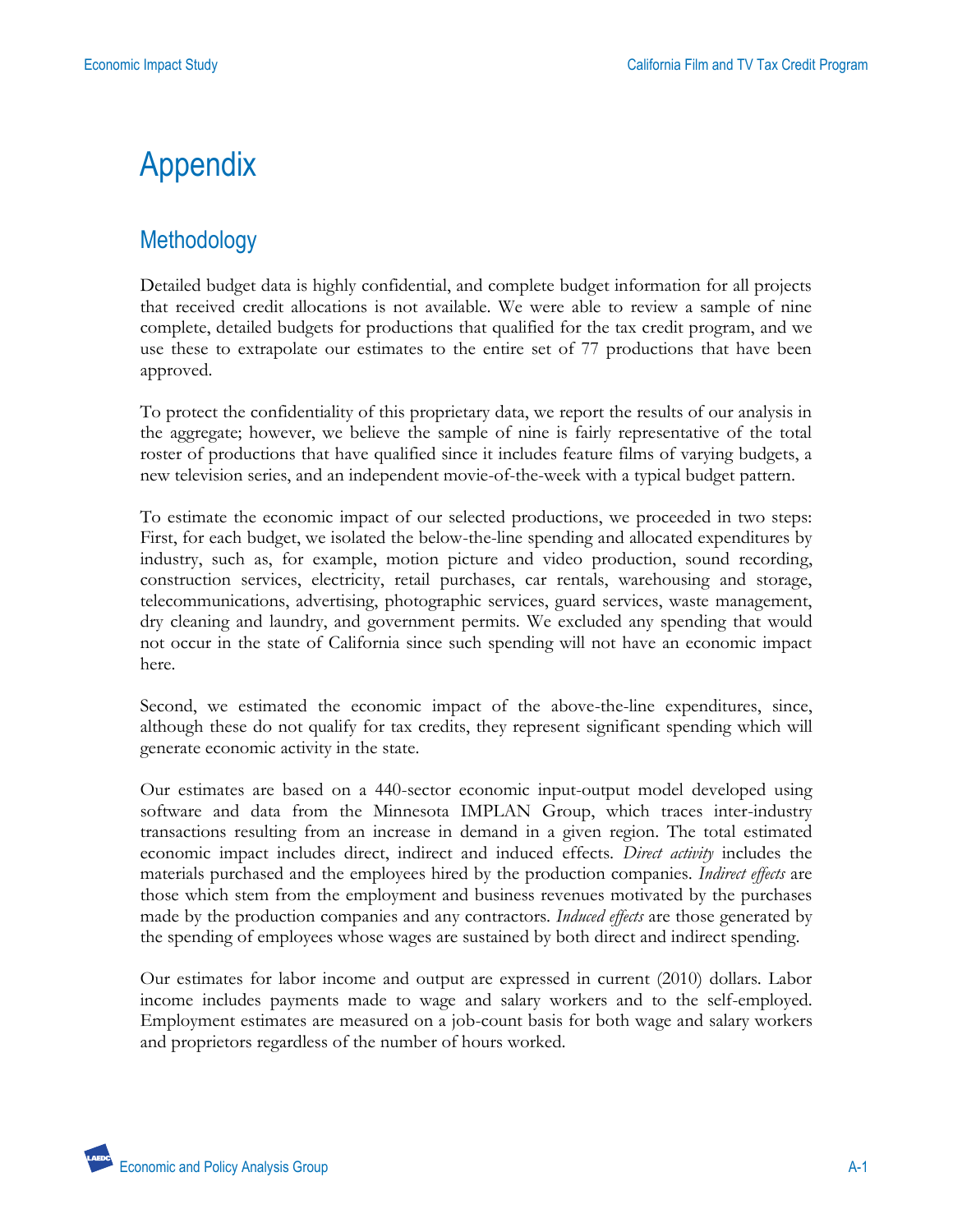# Appendix

## Methodology

Detailed budget data is highly confidential, and complete budget information for all projects that received credit allocations is not available. We were able to review a sample of nine complete, detailed budgets for productions that qualified for the tax credit program, and we use these to extrapolate our estimates to the entire set of 77 productions that have been approved.

To protect the confidentiality of this proprietary data, we report the results of our analysis in the aggregate; however, we believe the sample of nine is fairly representative of the total roster of productions that have qualified since it includes feature films of varying budgets, a new television series, and an independent movie-of-the-week with a typical budget pattern.

To estimate the economic impact of our selected productions, we proceeded in two steps: First, for each budget, we isolated the below-the-line spending and allocated expenditures by industry, such as, for example, motion picture and video production, sound recording, construction services, electricity, retail purchases, car rentals, warehousing and storage, telecommunications, advertising, photographic services, guard services, waste management, dry cleaning and laundry, and government permits. We excluded any spending that would not occur in the state of California since such spending will not have an economic impact here.

Second, we estimated the economic impact of the above-the-line expenditures, since, although these do not qualify for tax credits, they represent significant spending which will generate economic activity in the state.

Our estimates are based on a 440-sector economic input-output model developed using software and data from the Minnesota IMPLAN Group, which traces inter-industry transactions resulting from an increase in demand in a given region. The total estimated economic impact includes direct, indirect and induced effects. *Direct activity* includes the materials purchased and the employees hired by the production companies. *Indirect effects* are those which stem from the employment and business revenues motivated by the purchases made by the production companies and any contractors. *Induced effects* are those generated by the spending of employees whose wages are sustained by both direct and indirect spending.

Our estimates for labor income and output are expressed in current (2010) dollars. Labor income includes payments made to wage and salary workers and to the self-employed. Employment estimates are measured on a job-count basis for both wage and salary workers and proprietors regardless of the number of hours worked.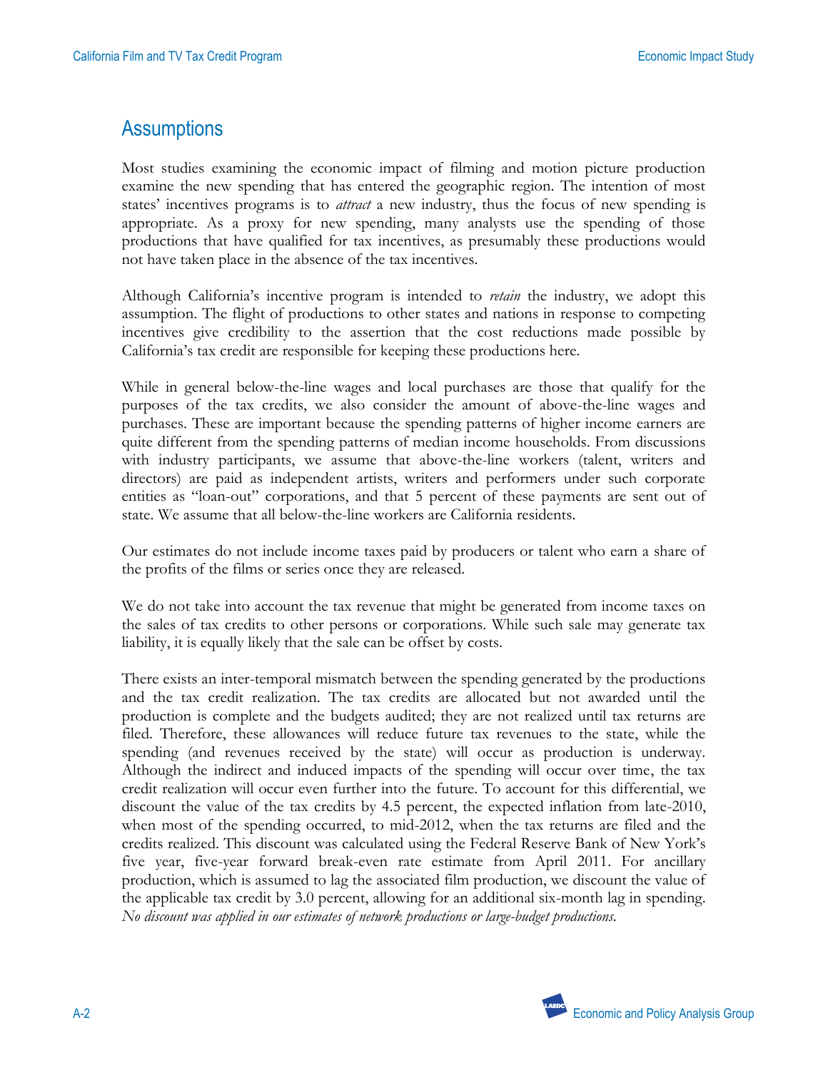## Assumptions

Most studies examining the economic impact of filming and motion picture production examine the new spending that has entered the geographic region. The intention of most states' incentives programs is to *attract* a new industry, thus the focus of new spending is appropriate. As a proxy for new spending, many analysts use the spending of those productions that have qualified for tax incentives, as presumably these productions would not have taken place in the absence of the tax incentives.

Although California's incentive program is intended to *retain* the industry, we adopt this assumption. The flight of productions to other states and nations in response to competing incentives give credibility to the assertion that the cost reductions made possible by California's tax credit are responsible for keeping these productions here.

While in general below-the-line wages and local purchases are those that qualify for the purposes of the tax credits, we also consider the amount of above-the-line wages and purchases. These are important because the spending patterns of higher income earners are quite different from the spending patterns of median income households. From discussions with industry participants, we assume that above-the-line workers (talent, writers and directors) are paid as independent artists, writers and performers under such corporate entities as "loan-out" corporations, and that 5 percent of these payments are sent out of state. We assume that all below-the-line workers are California residents.

Our estimates do not include income taxes paid by producers or talent who earn a share of the profits of the films or series once they are released.

We do not take into account the tax revenue that might be generated from income taxes on the sales of tax credits to other persons or corporations. While such sale may generate tax liability, it is equally likely that the sale can be offset by costs.

There exists an inter-temporal mismatch between the spending generated by the productions and the tax credit realization. The tax credits are allocated but not awarded until the production is complete and the budgets audited; they are not realized until tax returns are filed. Therefore, these allowances will reduce future tax revenues to the state, while the spending (and revenues received by the state) will occur as production is underway. Although the indirect and induced impacts of the spending will occur over time, the tax credit realization will occur even further into the future. To account for this differential, we discount the value of the tax credits by 4.5 percent, the expected inflation from late-2010, when most of the spending occurred, to mid-2012, when the tax returns are filed and the credits realized. This discount was calculated using the Federal Reserve Bank of New York's five year, five-year forward break-even rate estimate from April 2011. For ancillary production, which is assumed to lag the associated film production, we discount the value of the applicable tax credit by 3.0 percent, allowing for an additional six-month lag in spending. *No discount was applied in our estimates of network productions or large-budget productions.*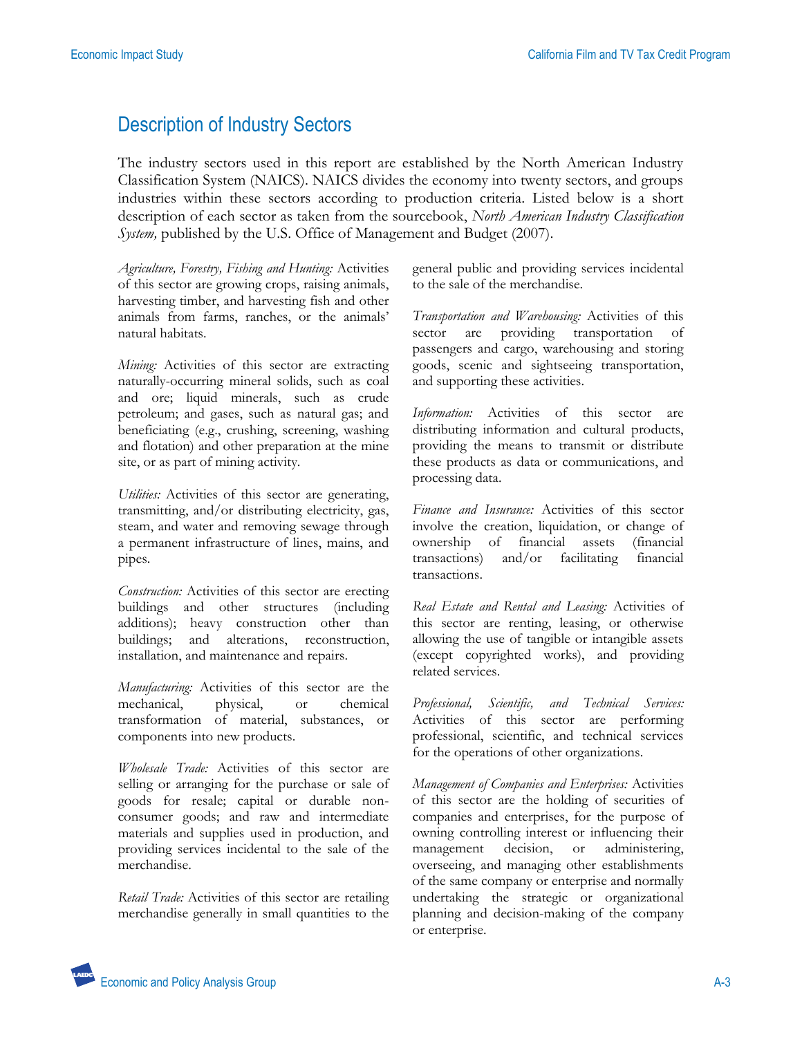## Description of Industry Sectors

The industry sectors used in this report are established by the North American Industry Classification System (NAICS). NAICS divides the economy into twenty sectors, and groups industries within these sectors according to production criteria. Listed below is a short description of each sector as taken from the sourcebook, *North American Industry Classification System,* published by the U.S. Office of Management and Budget (2007).

*Agriculture, Forestry, Fishing and Hunting:* Activities of this sector are growing crops, raising animals, harvesting timber, and harvesting fish and other animals from farms, ranches, or the animals' natural habitats.

*Mining:* Activities of this sector are extracting naturally-occurring mineral solids, such as coal and ore; liquid minerals, such as crude petroleum; and gases, such as natural gas; and beneficiating (e.g., crushing, screening, washing and flotation) and other preparation at the mine site, or as part of mining activity.

*Utilities:* Activities of this sector are generating, transmitting, and/or distributing electricity, gas, steam, and water and removing sewage through a permanent infrastructure of lines, mains, and pipes.

*Construction:* Activities of this sector are erecting buildings and other structures (including additions); heavy construction other than buildings; and alterations, reconstruction, installation, and maintenance and repairs.

*Manufacturing:* Activities of this sector are the mechanical, physical, or chemical transformation of material, substances, or components into new products.

*Wholesale Trade:* Activities of this sector are selling or arranging for the purchase or sale of goods for resale; capital or durable non-consumer goods; and raw and intermediate materials and supplies used in production, and providing services incidental to the sale of the merchandise.

*Retail Trade:* Activities of this sector are retailing merchandise generally in small quantities to the general public and providing services incidental to the sale of the merchandise.

*Transportation and Warehousing:* Activities of this sector are providing transportation of passengers and cargo, warehousing and storing goods, scenic and sightseeing transportation, and supporting these activities.

*Information:* Activities of this sector are distributing information and cultural products, providing the means to transmit or distribute these products as data or communications, and processing data.

*Finance and Insurance:* Activities of this sector involve the creation, liquidation, or change of ownership of financial assets (financial transactions) and/or facilitating financial transactions.

*Real Estate and Rental and Leasing:* Activities of this sector are renting, leasing, or otherwise allowing the use of tangible or intangible assets (except copyrighted works), and providing related services.

*Professional, Scientific, and Technical Services:* Activities of this sector are performing professional, scientific, and technical services for the operations of other organizations.

*Management of Companies and Enterprises:* Activities of this sector are the holding of securities of companies and enterprises, for the purpose of owning controlling interest or influencing their management decision, or administering, overseeing, and managing other establishments of the same company or enterprise and normally undertaking the strategic or organizational planning and decision-making of the company or enterprise.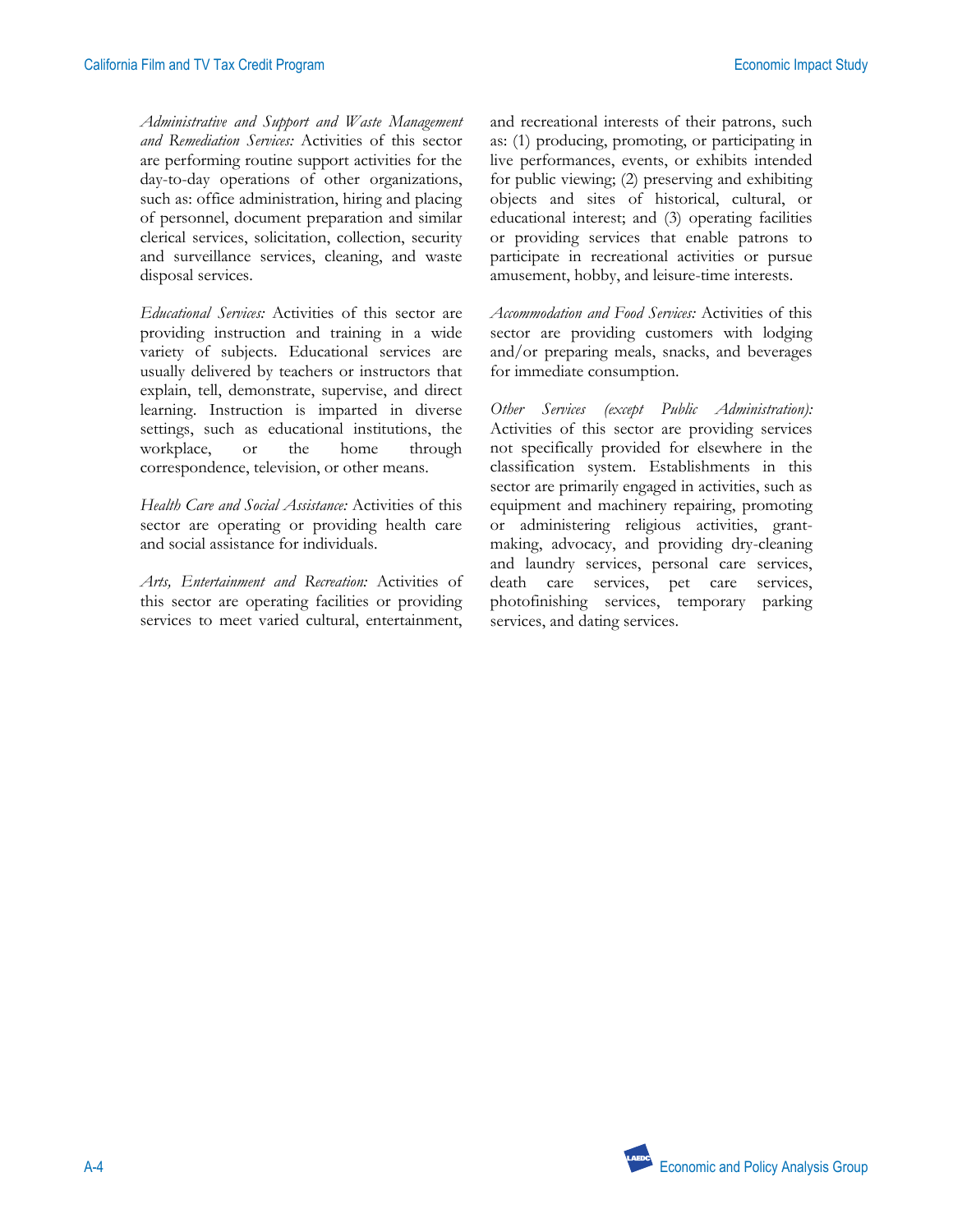*Administrative and Support and Waste Management and Remediation Services:* Activities of this sector are performing routine support activities for the day-to-day operations of other organizations, such as: office administration, hiring and placing of personnel, document preparation and similar clerical services, solicitation, collection, security and surveillance services, cleaning, and waste disposal services.

*Educational Services:* Activities of this sector are providing instruction and training in a wide variety of subjects. Educational services are usually delivered by teachers or instructors that explain, tell, demonstrate, supervise, and direct learning. Instruction is imparted in diverse settings, such as educational institutions, the workplace, or the home through correspondence, television, or other means.

*Health Care and Social Assistance:* Activities of this sector are operating or providing health care and social assistance for individuals.

*Arts, Entertainment and Recreation:* Activities of this sector are operating facilities or providing services to meet varied cultural, entertainment, and recreational interests of their patrons, such as: (1) producing, promoting, or participating in live performances, events, or exhibits intended for public viewing; (2) preserving and exhibiting objects and sites of historical, cultural, or educational interest; and (3) operating facilities or providing services that enable patrons to participate in recreational activities or pursue amusement, hobby, and leisure-time interests.

*Accommodation and Food Services:* Activities of this sector are providing customers with lodging and/or preparing meals, snacks, and beverages for immediate consumption.

*Other Services (except Public Administration):* Activities of this sector are providing services not specifically provided for elsewhere in the classification system. Establishments in this sector are primarily engaged in activities, such as equipment and machinery repairing, promoting or administering religious activities, grant-making, advocacy, and providing dry-cleaning and laundry services, personal care services, death care services, pet care services, photofinishing services, temporary parking services, and dating services.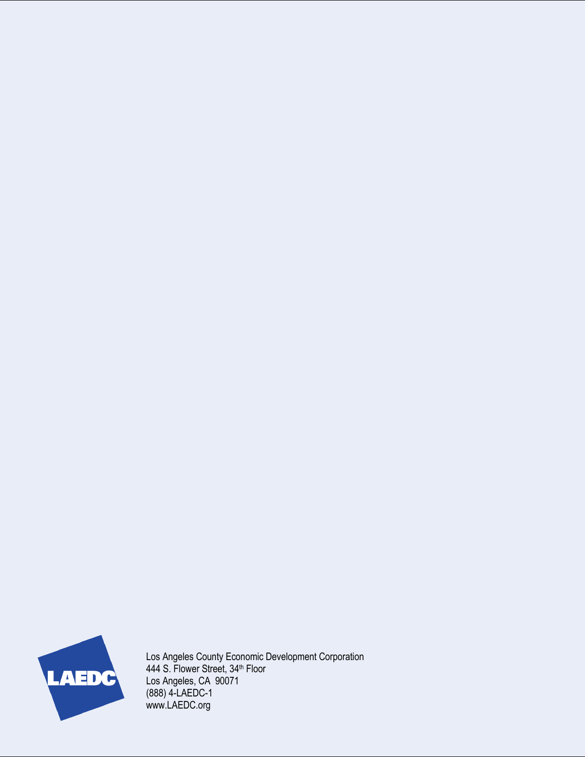LAEDC

Los Angeles County Economic Development Corporation
444 S. Flower Street, 34th Floor
Los Angeles, CA 90071
(888) 4-LAEDC-1
www.LAEDC.org